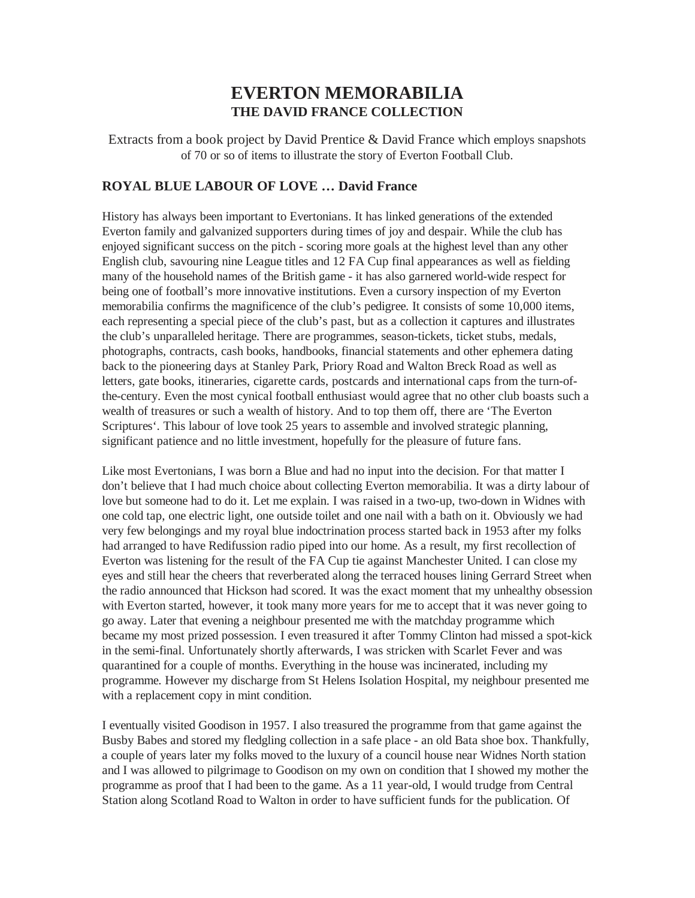# EVERTON MEMORABILIA
## THE DAVID FRANCE COLLECTION

Extracts from a book project by David Prentice & David France which employs snapshots of 70 or so of items to illustrate the story of Everton Football Club.

### ROYAL BLUE LABOUR OF LOVE … David France

History has always been important to Evertonians. It has linked generations of the extended Everton family and galvanized supporters during times of joy and despair. While the club has enjoyed significant success on the pitch - scoring more goals at the highest level than any other English club, savouring nine League titles and 12 FA Cup final appearances as well as fielding many of the household names of the British game - it has also garnered world-wide respect for being one of football's more innovative institutions. Even a cursory inspection of my Everton memorabilia confirms the magnificence of the club's pedigree. It consists of some 10,000 items, each representing a special piece of the club's past, but as a collection it captures and illustrates the club's unparalleled heritage. There are programmes, season-tickets, ticket stubs, medals, photographs, contracts, cash books, handbooks, financial statements and other ephemera dating back to the pioneering days at Stanley Park, Priory Road and Walton Breck Road as well as letters, gate books, itineraries, cigarette cards, postcards and international caps from the turn-of-the-century. Even the most cynical football enthusiast would agree that no other club boasts such a wealth of treasures or such a wealth of history. And to top them off, there are 'The Everton Scriptures'. This labour of love took 25 years to assemble and involved strategic planning, significant patience and no little investment, hopefully for the pleasure of future fans.

Like most Evertonians, I was born a Blue and had no input into the decision. For that matter I don't believe that I had much choice about collecting Everton memorabilia. It was a dirty labour of love but someone had to do it. Let me explain. I was raised in a two-up, two-down in Widnes with one cold tap, one electric light, one outside toilet and one nail with a bath on it. Obviously we had very few belongings and my royal blue indoctrination process started back in 1953 after my folks had arranged to have Redifussion radio piped into our home. As a result, my first recollection of Everton was listening for the result of the FA Cup tie against Manchester United. I can close my eyes and still hear the cheers that reverberated along the terraced houses lining Gerrard Street when the radio announced that Hickson had scored. It was the exact moment that my unhealthy obsession with Everton started, however, it took many more years for me to accept that it was never going to go away. Later that evening a neighbour presented me with the matchday programme which became my most prized possession. I even treasured it after Tommy Clinton had missed a spot-kick in the semi-final. Unfortunately shortly afterwards, I was stricken with Scarlet Fever and was quarantined for a couple of months. Everything in the house was incinerated, including my programme. However my discharge from St Helens Isolation Hospital, my neighbour presented me with a replacement copy in mint condition.

I eventually visited Goodison in 1957. I also treasured the programme from that game against the Busby Babes and stored my fledgling collection in a safe place - an old Bata shoe box. Thankfully, a couple of years later my folks moved to the luxury of a council house near Widnes North station and I was allowed to pilgrimage to Goodison on my own on condition that I showed my mother the programme as proof that I had been to the game. As a 11 year-old, I would trudge from Central Station along Scotland Road to Walton in order to have sufficient funds for the publication. Of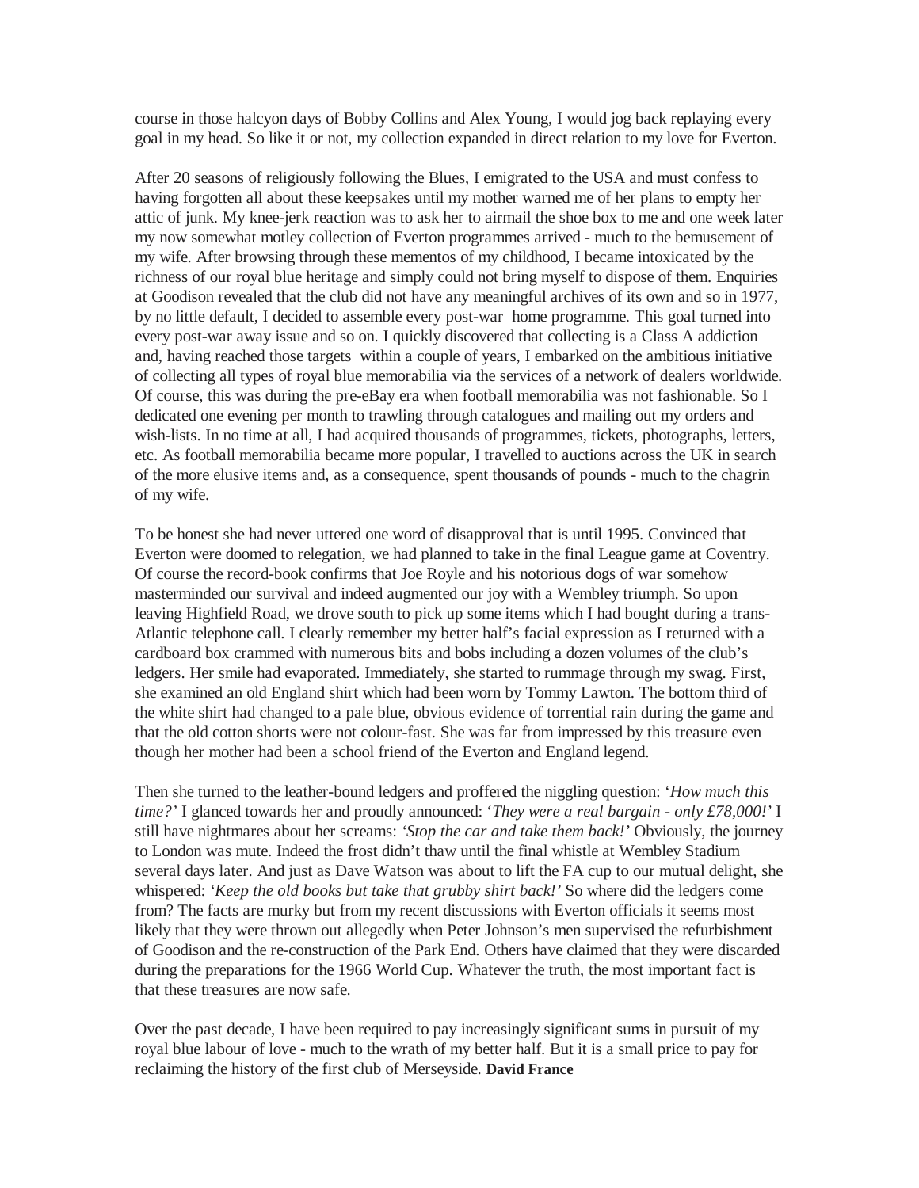course in those halcyon days of Bobby Collins and Alex Young, I would jog back replaying every goal in my head. So like it or not, my collection expanded in direct relation to my love for Everton.

After 20 seasons of religiously following the Blues, I emigrated to the USA and must confess to having forgotten all about these keepsakes until my mother warned me of her plans to empty her attic of junk. My knee-jerk reaction was to ask her to airmail the shoe box to me and one week later my now somewhat motley collection of Everton programmes arrived - much to the bemusement of my wife. After browsing through these mementos of my childhood, I became intoxicated by the richness of our royal blue heritage and simply could not bring myself to dispose of them. Enquiries at Goodison revealed that the club did not have any meaningful archives of its own and so in 1977, by no little default, I decided to assemble every post-war home programme. This goal turned into every post-war away issue and so on. I quickly discovered that collecting is a Class A addiction and, having reached those targets within a couple of years, I embarked on the ambitious initiative of collecting all types of royal blue memorabilia via the services of a network of dealers worldwide. Of course, this was during the pre-eBay era when football memorabilia was not fashionable. So I dedicated one evening per month to trawling through catalogues and mailing out my orders and wish-lists. In no time at all, I had acquired thousands of programmes, tickets, photographs, letters, etc. As football memorabilia became more popular, I travelled to auctions across the UK in search of the more elusive items and, as a consequence, spent thousands of pounds - much to the chagrin of my wife.

To be honest she had never uttered one word of disapproval that is until 1995. Convinced that Everton were doomed to relegation, we had planned to take in the final League game at Coventry. Of course the record-book confirms that Joe Royle and his notorious dogs of war somehow masterminded our survival and indeed augmented our joy with a Wembley triumph. So upon leaving Highfield Road, we drove south to pick up some items which I had bought during a trans-Atlantic telephone call. I clearly remember my better half's facial expression as I returned with a cardboard box crammed with numerous bits and bobs including a dozen volumes of the club's ledgers. Her smile had evaporated. Immediately, she started to rummage through my swag. First, she examined an old England shirt which had been worn by Tommy Lawton. The bottom third of the white shirt had changed to a pale blue, obvious evidence of torrential rain during the game and that the old cotton shorts were not colour-fast. She was far from impressed by this treasure even though her mother had been a school friend of the Everton and England legend.

Then she turned to the leather-bound ledgers and proffered the niggling question: '*How much this time?*' I glanced towards her and proudly announced: '*They were a real bargain - only £78,000!*' I still have nightmares about her screams: *'Stop the car and take them back!'* Obviously, the journey to London was mute. Indeed the frost didn't thaw until the final whistle at Wembley Stadium several days later. And just as Dave Watson was about to lift the FA cup to our mutual delight, she whispered: *'Keep the old books but take that grubby shirt back!'* So where did the ledgers come from? The facts are murky but from my recent discussions with Everton officials it seems most likely that they were thrown out allegedly when Peter Johnson's men supervised the refurbishment of Goodison and the re-construction of the Park End. Others have claimed that they were discarded during the preparations for the 1966 World Cup. Whatever the truth, the most important fact is that these treasures are now safe.

Over the past decade, I have been required to pay increasingly significant sums in pursuit of my royal blue labour of love - much to the wrath of my better half. But it is a small price to pay for reclaiming the history of the first club of Merseyside. **David France**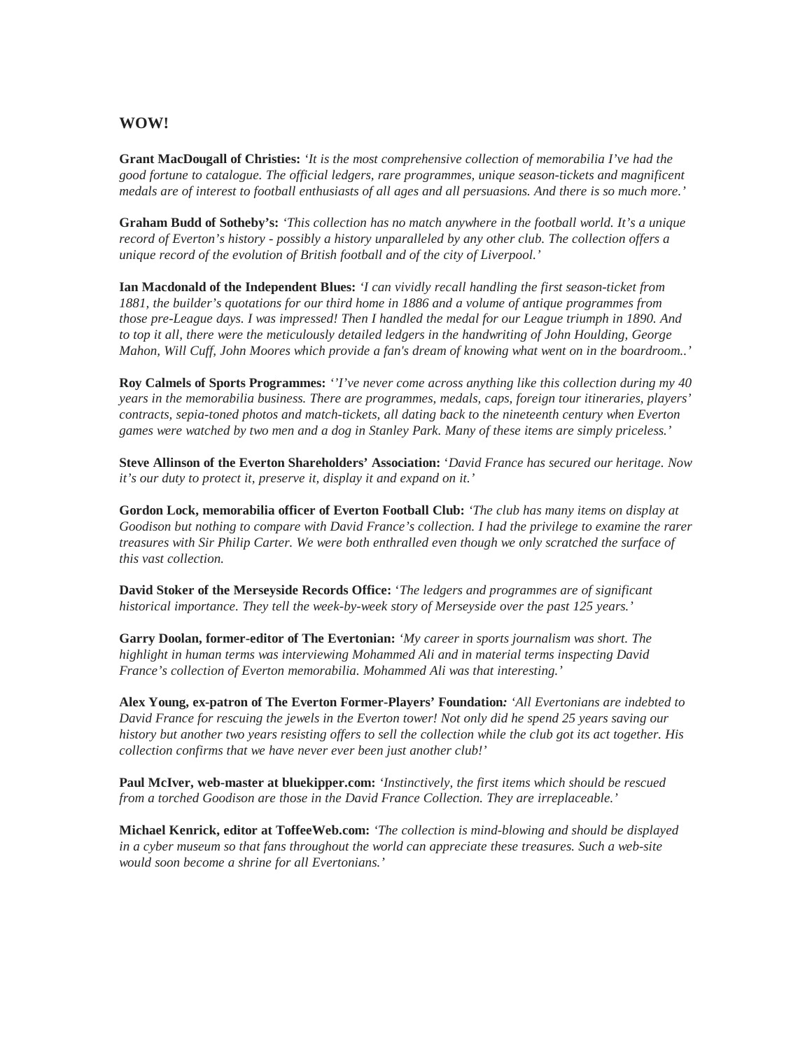## WOW!

**Grant MacDougall of Christies:** *'It is the most comprehensive collection of memorabilia I've had the good fortune to catalogue. The official ledgers, rare programmes, unique season-tickets and magnificent medals are of interest to football enthusiasts of all ages and all persuasions. And there is so much more.'*

**Graham Budd of Sotheby's:** *'This collection has no match anywhere in the football world. It's a unique record of Everton's history - possibly a history unparalleled by any other club. The collection offers a unique record of the evolution of British football and of the city of Liverpool.'*

**Ian Macdonald of the Independent Blues:** *'I can vividly recall handling the first season-ticket from 1881, the builder's quotations for our third home in 1886 and a volume of antique programmes from those pre-League days. I was impressed! Then I handled the medal for our League triumph in 1890. And to top it all, there were the meticulously detailed ledgers in the handwriting of John Houlding, George Mahon, Will Cuff, John Moores which provide a fan's dream of knowing what went on in the boardroom..'*

**Roy Calmels of Sports Programmes:** *''I've never come across anything like this collection during my 40 years in the memorabilia business. There are programmes, medals, caps, foreign tour itineraries, players' contracts, sepia-toned photos and match-tickets, all dating back to the nineteenth century when Everton games were watched by two men and a dog in Stanley Park. Many of these items are simply priceless.'*

**Steve Allinson of the Everton Shareholders' Association:** '*David France has secured our heritage. Now it's our duty to protect it, preserve it, display it and expand on it.'*

**Gordon Lock, memorabilia officer of Everton Football Club:** *'The club has many items on display at Goodison but nothing to compare with David France's collection. I had the privilege to examine the rarer treasures with Sir Philip Carter. We were both enthralled even though we only scratched the surface of this vast collection.*

**David Stoker of the Merseyside Records Office:** '*The ledgers and programmes are of significant historical importance. They tell the week-by-week story of Merseyside over the past 125 years.'*

**Garry Doolan, former-editor of The Evertonian:** *'My career in sports journalism was short. The highlight in human terms was interviewing Mohammed Ali and in material terms inspecting David France's collection of Everton memorabilia. Mohammed Ali was that interesting.'*

**Alex Young, ex-patron of The Everton Former-Players' Foundation***:* *'All Evertonians are indebted to David France for rescuing the jewels in the Everton tower! Not only did he spend 25 years saving our history but another two years resisting offers to sell the collection while the club got its act together. His collection confirms that we have never ever been just another club!'*

**Paul McIver, web-master at bluekipper.com:** *'Instinctively, the first items which should be rescued from a torched Goodison are those in the David France Collection. They are irreplaceable.'*

**Michael Kenrick, editor at ToffeeWeb.com:** *'The collection is mind-blowing and should be displayed in a cyber museum so that fans throughout the world can appreciate these treasures. Such a web-site would soon become a shrine for all Evertonians.'*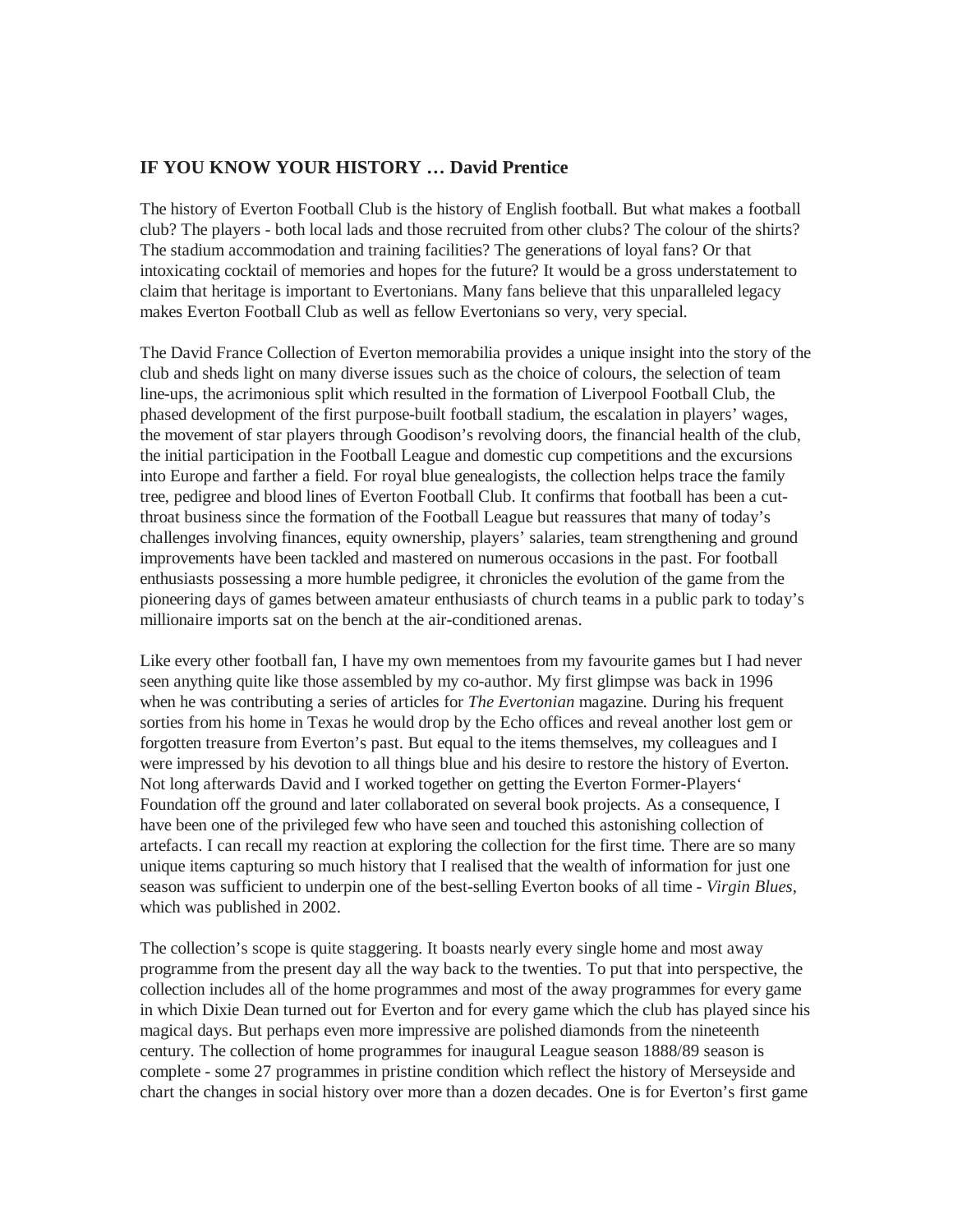### IF YOU KNOW YOUR HISTORY … David Prentice

The history of Everton Football Club is the history of English football. But what makes a football club? The players - both local lads and those recruited from other clubs? The colour of the shirts? The stadium accommodation and training facilities? The generations of loyal fans? Or that intoxicating cocktail of memories and hopes for the future? It would be a gross understatement to claim that heritage is important to Evertonians. Many fans believe that this unparalleled legacy makes Everton Football Club as well as fellow Evertonians so very, very special.

The David France Collection of Everton memorabilia provides a unique insight into the story of the club and sheds light on many diverse issues such as the choice of colours, the selection of team line-ups, the acrimonious split which resulted in the formation of Liverpool Football Club, the phased development of the first purpose-built football stadium, the escalation in players' wages, the movement of star players through Goodison's revolving doors, the financial health of the club, the initial participation in the Football League and domestic cup competitions and the excursions into Europe and farther a field. For royal blue genealogists, the collection helps trace the family tree, pedigree and blood lines of Everton Football Club. It confirms that football has been a cut-throat business since the formation of the Football League but reassures that many of today's challenges involving finances, equity ownership, players' salaries, team strengthening and ground improvements have been tackled and mastered on numerous occasions in the past. For football enthusiasts possessing a more humble pedigree, it chronicles the evolution of the game from the pioneering days of games between amateur enthusiasts of church teams in a public park to today's millionaire imports sat on the bench at the air-conditioned arenas.

Like every other football fan, I have my own mementoes from my favourite games but I had never seen anything quite like those assembled by my co-author. My first glimpse was back in 1996 when he was contributing a series of articles for *The Evertonian* magazine. During his frequent sorties from his home in Texas he would drop by the Echo offices and reveal another lost gem or forgotten treasure from Everton's past. But equal to the items themselves, my colleagues and I were impressed by his devotion to all things blue and his desire to restore the history of Everton. Not long afterwards David and I worked together on getting the Everton Former-Players' Foundation off the ground and later collaborated on several book projects. As a consequence, I have been one of the privileged few who have seen and touched this astonishing collection of artefacts. I can recall my reaction at exploring the collection for the first time. There are so many unique items capturing so much history that I realised that the wealth of information for just one season was sufficient to underpin one of the best-selling Everton books of all time - *Virgin Blues*, which was published in 2002.

The collection's scope is quite staggering. It boasts nearly every single home and most away programme from the present day all the way back to the twenties. To put that into perspective, the collection includes all of the home programmes and most of the away programmes for every game in which Dixie Dean turned out for Everton and for every game which the club has played since his magical days. But perhaps even more impressive are polished diamonds from the nineteenth century. The collection of home programmes for inaugural League season 1888/89 season is complete - some 27 programmes in pristine condition which reflect the history of Merseyside and chart the changes in social history over more than a dozen decades. One is for Everton's first game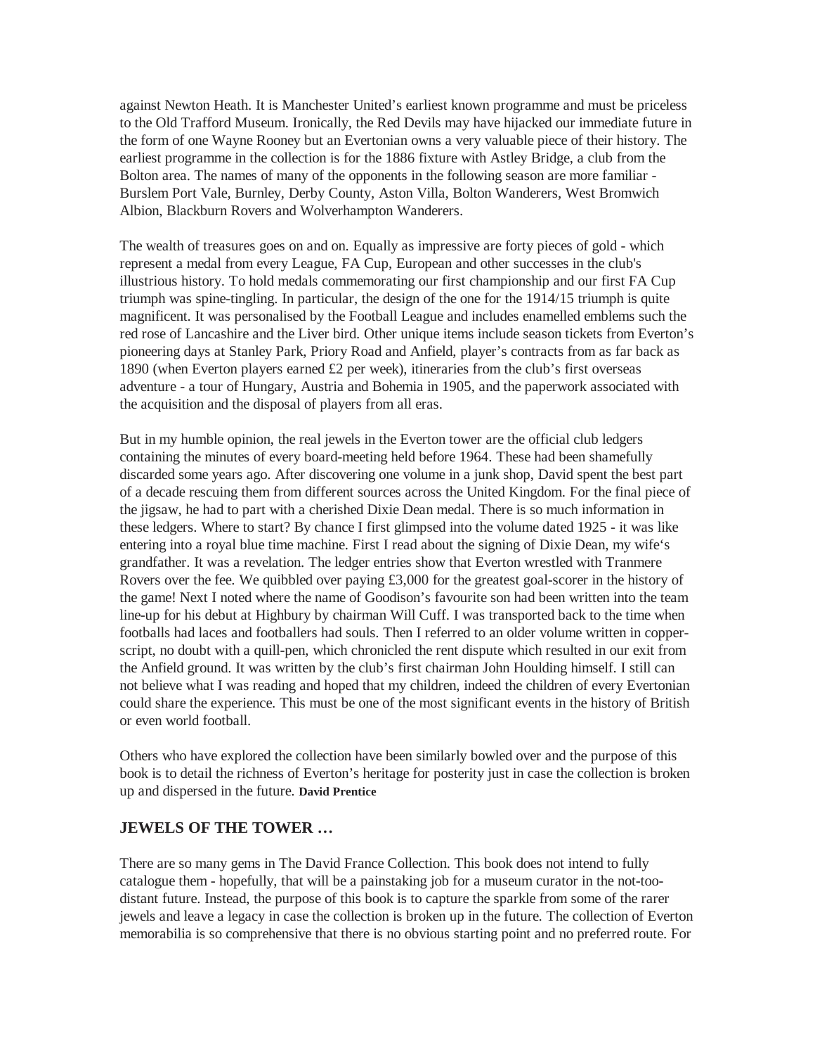against Newton Heath. It is Manchester United's earliest known programme and must be priceless to the Old Trafford Museum. Ironically, the Red Devils may have hijacked our immediate future in the form of one Wayne Rooney but an Evertonian owns a very valuable piece of their history. The earliest programme in the collection is for the 1886 fixture with Astley Bridge, a club from the Bolton area. The names of many of the opponents in the following season are more familiar - Burslem Port Vale, Burnley, Derby County, Aston Villa, Bolton Wanderers, West Bromwich Albion, Blackburn Rovers and Wolverhampton Wanderers.

The wealth of treasures goes on and on. Equally as impressive are forty pieces of gold - which represent a medal from every League, FA Cup, European and other successes in the club's illustrious history. To hold medals commemorating our first championship and our first FA Cup triumph was spine-tingling. In particular, the design of the one for the 1914/15 triumph is quite magnificent. It was personalised by the Football League and includes enamelled emblems such the red rose of Lancashire and the Liver bird. Other unique items include season tickets from Everton's pioneering days at Stanley Park, Priory Road and Anfield, player's contracts from as far back as 1890 (when Everton players earned £2 per week), itineraries from the club's first overseas adventure - a tour of Hungary, Austria and Bohemia in 1905, and the paperwork associated with the acquisition and the disposal of players from all eras.

But in my humble opinion, the real jewels in the Everton tower are the official club ledgers containing the minutes of every board-meeting held before 1964. These had been shamefully discarded some years ago. After discovering one volume in a junk shop, David spent the best part of a decade rescuing them from different sources across the United Kingdom. For the final piece of the jigsaw, he had to part with a cherished Dixie Dean medal. There is so much information in these ledgers. Where to start? By chance I first glimpsed into the volume dated 1925 - it was like entering into a royal blue time machine. First I read about the signing of Dixie Dean, my wife's grandfather. It was a revelation. The ledger entries show that Everton wrestled with Tranmere Rovers over the fee. We quibbled over paying £3,000 for the greatest goal-scorer in the history of the game! Next I noted where the name of Goodison's favourite son had been written into the team line-up for his debut at Highbury by chairman Will Cuff. I was transported back to the time when footballs had laces and footballers had souls. Then I referred to an older volume written in copper-script, no doubt with a quill-pen, which chronicled the rent dispute which resulted in our exit from the Anfield ground. It was written by the club's first chairman John Houlding himself. I still can not believe what I was reading and hoped that my children, indeed the children of every Evertonian could share the experience. This must be one of the most significant events in the history of British or even world football.

Others who have explored the collection have been similarly bowled over and the purpose of this book is to detail the richness of Everton's heritage for posterity just in case the collection is broken up and dispersed in the future. **David Prentice**

## JEWELS OF THE TOWER …

There are so many gems in The David France Collection. This book does not intend to fully catalogue them - hopefully, that will be a painstaking job for a museum curator in the not-too-distant future. Instead, the purpose of this book is to capture the sparkle from some of the rarer jewels and leave a legacy in case the collection is broken up in the future. The collection of Everton memorabilia is so comprehensive that there is no obvious starting point and no preferred route. For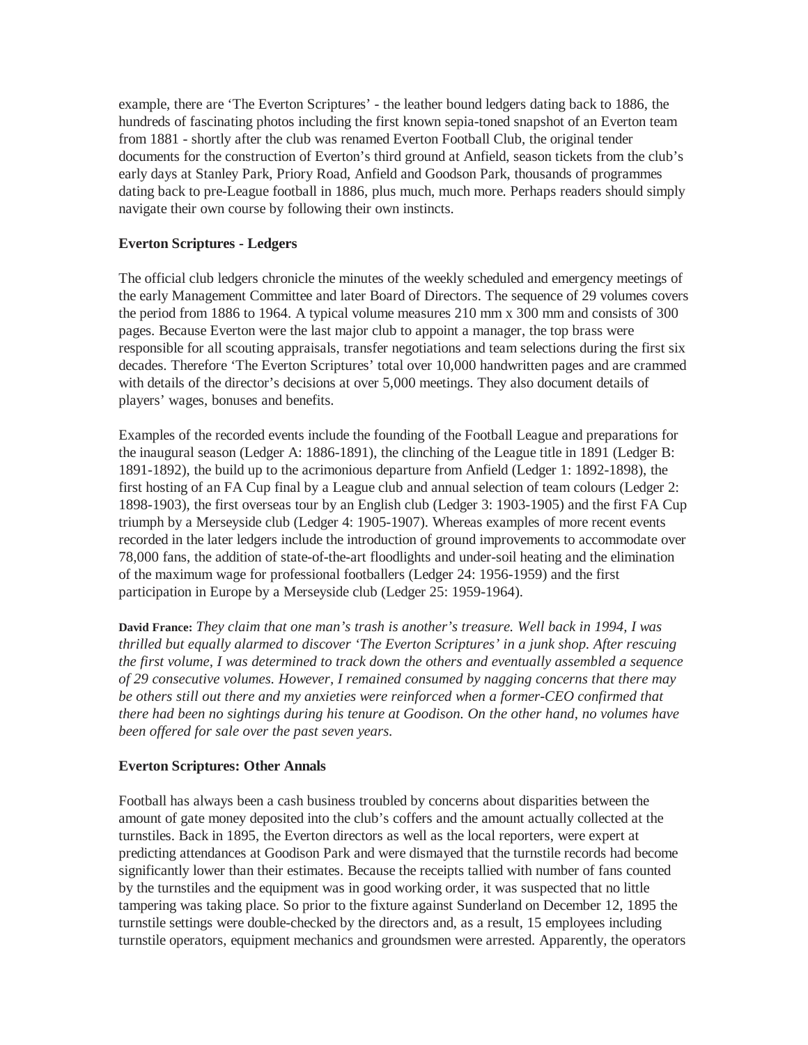example, there are 'The Everton Scriptures' - the leather bound ledgers dating back to 1886, the hundreds of fascinating photos including the first known sepia-toned snapshot of an Everton team from 1881 - shortly after the club was renamed Everton Football Club, the original tender documents for the construction of Everton's third ground at Anfield, season tickets from the club's early days at Stanley Park, Priory Road, Anfield and Goodson Park, thousands of programmes dating back to pre-League football in 1886, plus much, much more. Perhaps readers should simply navigate their own course by following their own instincts.

**Everton Scriptures - Ledgers**

The official club ledgers chronicle the minutes of the weekly scheduled and emergency meetings of the early Management Committee and later Board of Directors. The sequence of 29 volumes covers the period from 1886 to 1964. A typical volume measures 210 mm x 300 mm and consists of 300 pages. Because Everton were the last major club to appoint a manager, the top brass were responsible for all scouting appraisals, transfer negotiations and team selections during the first six decades. Therefore 'The Everton Scriptures' total over 10,000 handwritten pages and are crammed with details of the director's decisions at over 5,000 meetings. They also document details of players' wages, bonuses and benefits.

Examples of the recorded events include the founding of the Football League and preparations for the inaugural season (Ledger A: 1886-1891), the clinching of the League title in 1891 (Ledger B: 1891-1892), the build up to the acrimonious departure from Anfield (Ledger 1: 1892-1898), the first hosting of an FA Cup final by a League club and annual selection of team colours (Ledger 2: 1898-1903), the first overseas tour by an English club (Ledger 3: 1903-1905) and the first FA Cup triumph by a Merseyside club (Ledger 4: 1905-1907). Whereas examples of more recent events recorded in the later ledgers include the introduction of ground improvements to accommodate over 78,000 fans, the addition of state-of-the-art floodlights and under-soil heating and the elimination of the maximum wage for professional footballers (Ledger 24: 1956-1959) and the first participation in Europe by a Merseyside club (Ledger 25: 1959-1964).

**David France:** *They claim that one man's trash is another's treasure. Well back in 1994, I was thrilled but equally alarmed to discover 'The Everton Scriptures' in a junk shop. After rescuing the first volume, I was determined to track down the others and eventually assembled a sequence of 29 consecutive volumes. However, I remained consumed by nagging concerns that there may be others still out there and my anxieties were reinforced when a former-CEO confirmed that there had been no sightings during his tenure at Goodison. On the other hand, no volumes have been offered for sale over the past seven years.*

**Everton Scriptures: Other Annals**

Football has always been a cash business troubled by concerns about disparities between the amount of gate money deposited into the club's coffers and the amount actually collected at the turnstiles. Back in 1895, the Everton directors as well as the local reporters, were expert at predicting attendances at Goodison Park and were dismayed that the turnstile records had become significantly lower than their estimates. Because the receipts tallied with number of fans counted by the turnstiles and the equipment was in good working order, it was suspected that no little tampering was taking place. So prior to the fixture against Sunderland on December 12, 1895 the turnstile settings were double-checked by the directors and, as a result, 15 employees including turnstile operators, equipment mechanics and groundsmen were arrested. Apparently, the operators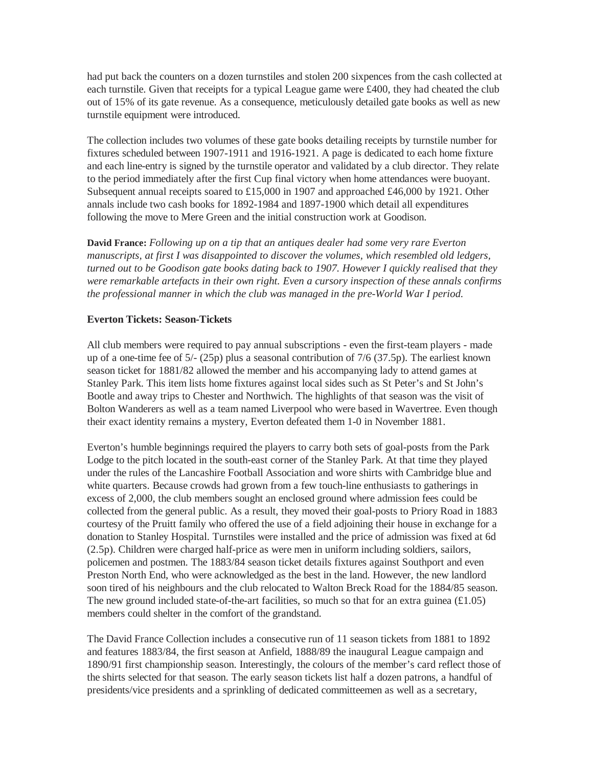had put back the counters on a dozen turnstiles and stolen 200 sixpences from the cash collected at each turnstile. Given that receipts for a typical League game were £400, they had cheated the club out of 15% of its gate revenue. As a consequence, meticulously detailed gate books as well as new turnstile equipment were introduced.

The collection includes two volumes of these gate books detailing receipts by turnstile number for fixtures scheduled between 1907-1911 and 1916-1921. A page is dedicated to each home fixture and each line-entry is signed by the turnstile operator and validated by a club director. They relate to the period immediately after the first Cup final victory when home attendances were buoyant. Subsequent annual receipts soared to £15,000 in 1907 and approached £46,000 by 1921. Other annals include two cash books for 1892-1984 and 1897-1900 which detail all expenditures following the move to Mere Green and the initial construction work at Goodison.

**David France:** *Following up on a tip that an antiques dealer had some very rare Everton manuscripts, at first I was disappointed to discover the volumes, which resembled old ledgers, turned out to be Goodison gate books dating back to 1907. However I quickly realised that they were remarkable artefacts in their own right. Even a cursory inspection of these annals confirms the professional manner in which the club was managed in the pre-World War I period.*

**Everton Tickets: Season-Tickets**

All club members were required to pay annual subscriptions - even the first-team players - made up of a one-time fee of 5/- (25p) plus a seasonal contribution of 7/6 (37.5p). The earliest known season ticket for 1881/82 allowed the member and his accompanying lady to attend games at Stanley Park. This item lists home fixtures against local sides such as St Peter's and St John's Bootle and away trips to Chester and Northwich. The highlights of that season was the visit of Bolton Wanderers as well as a team named Liverpool who were based in Wavertree. Even though their exact identity remains a mystery, Everton defeated them 1-0 in November 1881.

Everton's humble beginnings required the players to carry both sets of goal-posts from the Park Lodge to the pitch located in the south-east corner of the Stanley Park. At that time they played under the rules of the Lancashire Football Association and wore shirts with Cambridge blue and white quarters. Because crowds had grown from a few touch-line enthusiasts to gatherings in excess of 2,000, the club members sought an enclosed ground where admission fees could be collected from the general public. As a result, they moved their goal-posts to Priory Road in 1883 courtesy of the Pruitt family who offered the use of a field adjoining their house in exchange for a donation to Stanley Hospital. Turnstiles were installed and the price of admission was fixed at 6d (2.5p). Children were charged half-price as were men in uniform including soldiers, sailors, policemen and postmen. The 1883/84 season ticket details fixtures against Southport and even Preston North End, who were acknowledged as the best in the land. However, the new landlord soon tired of his neighbours and the club relocated to Walton Breck Road for the 1884/85 season. The new ground included state-of-the-art facilities, so much so that for an extra guinea (£1.05) members could shelter in the comfort of the grandstand.

The David France Collection includes a consecutive run of 11 season tickets from 1881 to 1892 and features 1883/84, the first season at Anfield, 1888/89 the inaugural League campaign and 1890/91 first championship season. Interestingly, the colours of the member's card reflect those of the shirts selected for that season. The early season tickets list half a dozen patrons, a handful of presidents/vice presidents and a sprinkling of dedicated committeemen as well as a secretary,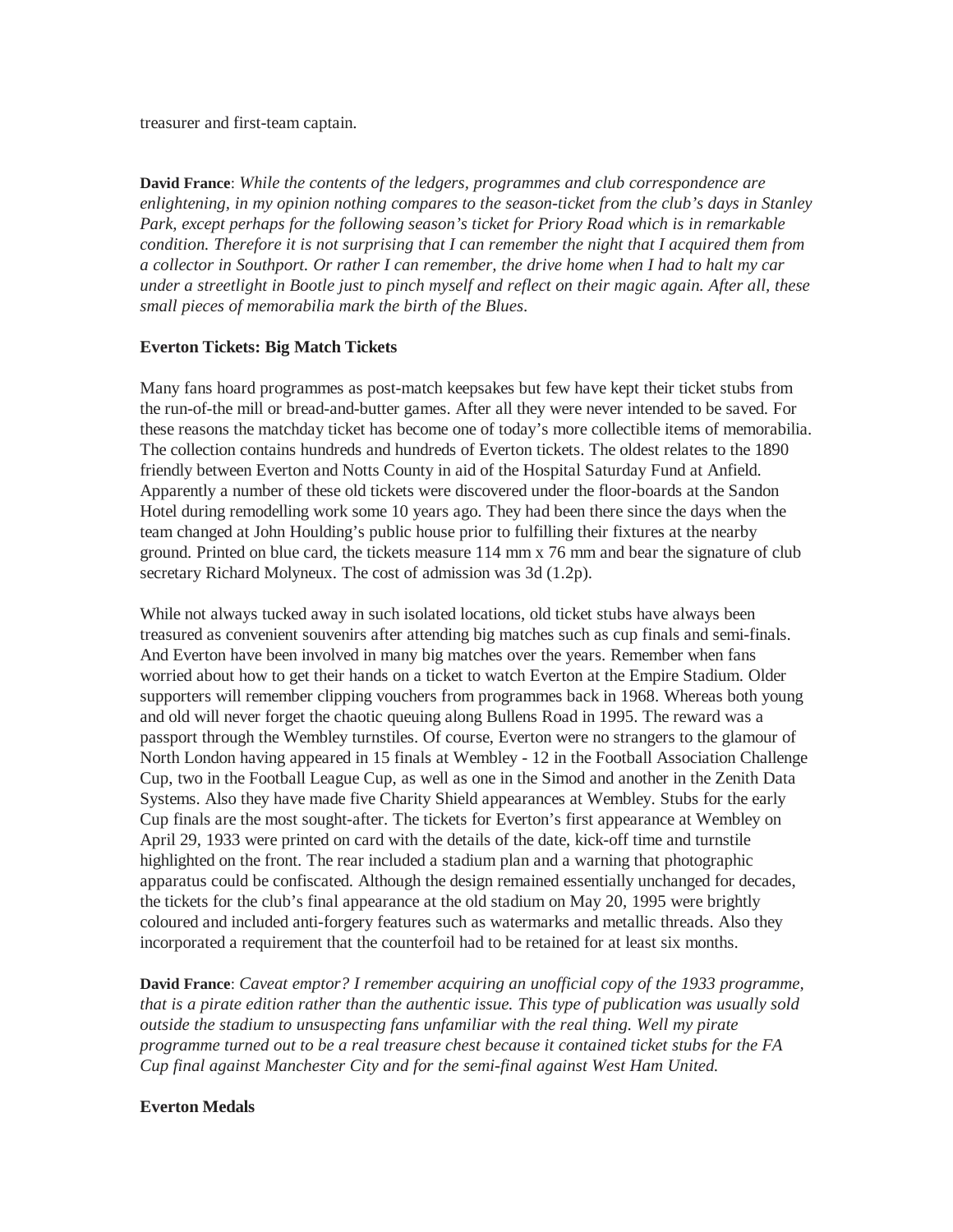treasurer and first-team captain.

**David France**: *While the contents of the ledgers, programmes and club correspondence are enlightening, in my opinion nothing compares to the season-ticket from the club's days in Stanley Park, except perhaps for the following season's ticket for Priory Road which is in remarkable condition. Therefore it is not surprising that I can remember the night that I acquired them from a collector in Southport. Or rather I can remember, the drive home when I had to halt my car under a streetlight in Bootle just to pinch myself and reflect on their magic again. After all, these small pieces of memorabilia mark the birth of the Blues.*

**Everton Tickets: Big Match Tickets**

Many fans hoard programmes as post-match keepsakes but few have kept their ticket stubs from the run-of-the mill or bread-and-butter games. After all they were never intended to be saved. For these reasons the matchday ticket has become one of today's more collectible items of memorabilia. The collection contains hundreds and hundreds of Everton tickets. The oldest relates to the 1890 friendly between Everton and Notts County in aid of the Hospital Saturday Fund at Anfield. Apparently a number of these old tickets were discovered under the floor-boards at the Sandon Hotel during remodelling work some 10 years ago. They had been there since the days when the team changed at John Houlding's public house prior to fulfilling their fixtures at the nearby ground. Printed on blue card, the tickets measure 114 mm x 76 mm and bear the signature of club secretary Richard Molyneux. The cost of admission was 3d (1.2p).

While not always tucked away in such isolated locations, old ticket stubs have always been treasured as convenient souvenirs after attending big matches such as cup finals and semi-finals. And Everton have been involved in many big matches over the years. Remember when fans worried about how to get their hands on a ticket to watch Everton at the Empire Stadium. Older supporters will remember clipping vouchers from programmes back in 1968. Whereas both young and old will never forget the chaotic queuing along Bullens Road in 1995. The reward was a passport through the Wembley turnstiles. Of course, Everton were no strangers to the glamour of North London having appeared in 15 finals at Wembley - 12 in the Football Association Challenge Cup, two in the Football League Cup, as well as one in the Simod and another in the Zenith Data Systems. Also they have made five Charity Shield appearances at Wembley. Stubs for the early Cup finals are the most sought-after. The tickets for Everton's first appearance at Wembley on April 29, 1933 were printed on card with the details of the date, kick-off time and turnstile highlighted on the front. The rear included a stadium plan and a warning that photographic apparatus could be confiscated. Although the design remained essentially unchanged for decades, the tickets for the club's final appearance at the old stadium on May 20, 1995 were brightly coloured and included anti-forgery features such as watermarks and metallic threads. Also they incorporated a requirement that the counterfoil had to be retained for at least six months.

**David France**: *Caveat emptor? I remember acquiring an unofficial copy of the 1933 programme, that is a pirate edition rather than the authentic issue. This type of publication was usually sold outside the stadium to unsuspecting fans unfamiliar with the real thing. Well my pirate programme turned out to be a real treasure chest because it contained ticket stubs for the FA Cup final against Manchester City and for the semi-final against West Ham United.*

**Everton Medals**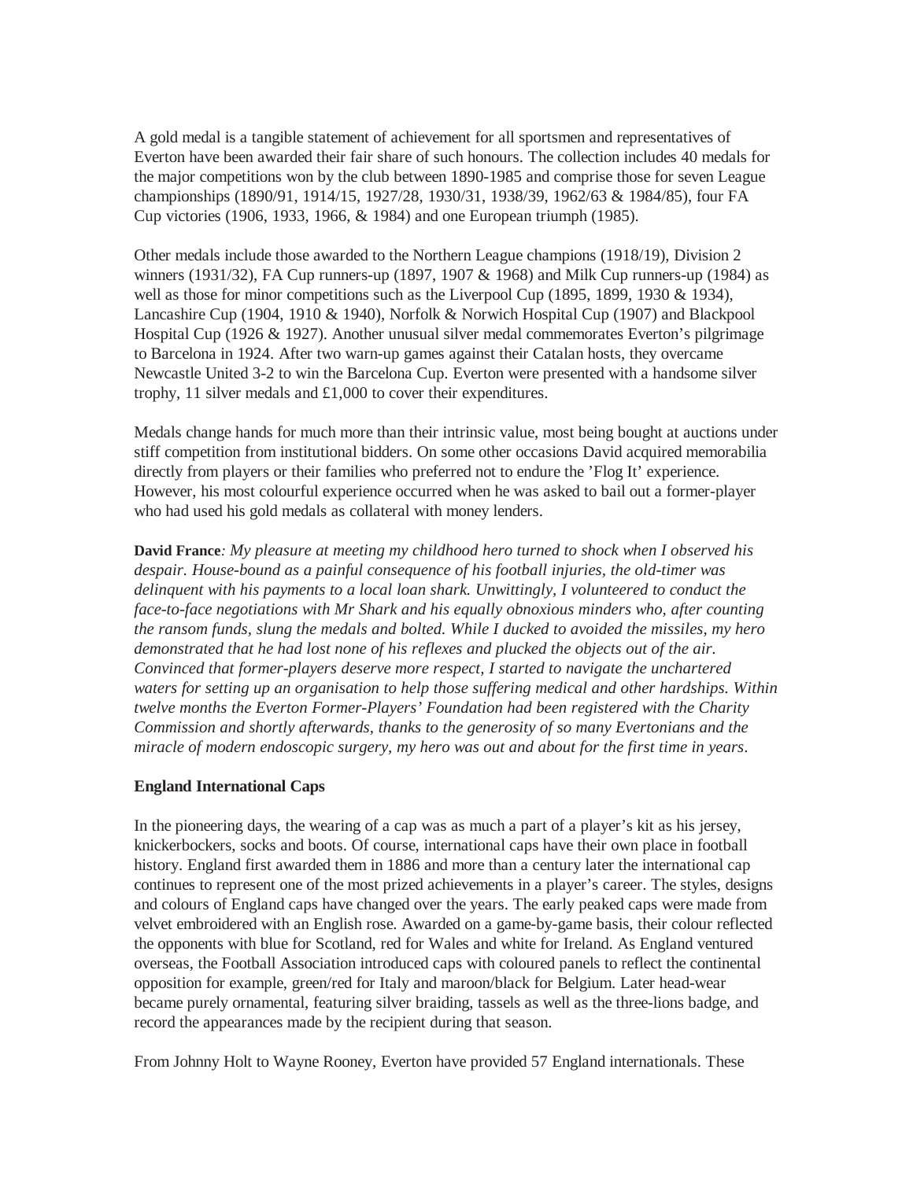A gold medal is a tangible statement of achievement for all sportsmen and representatives of Everton have been awarded their fair share of such honours. The collection includes 40 medals for the major competitions won by the club between 1890-1985 and comprise those for seven League championships (1890/91, 1914/15, 1927/28, 1930/31, 1938/39, 1962/63 & 1984/85), four FA Cup victories (1906, 1933, 1966, & 1984) and one European triumph (1985).

Other medals include those awarded to the Northern League champions (1918/19), Division 2 winners (1931/32), FA Cup runners-up (1897, 1907 & 1968) and Milk Cup runners-up (1984) as well as those for minor competitions such as the Liverpool Cup (1895, 1899, 1930 & 1934), Lancashire Cup (1904, 1910 & 1940), Norfolk & Norwich Hospital Cup (1907) and Blackpool Hospital Cup (1926 & 1927). Another unusual silver medal commemorates Everton's pilgrimage to Barcelona in 1924. After two warn-up games against their Catalan hosts, they overcame Newcastle United 3-2 to win the Barcelona Cup. Everton were presented with a handsome silver trophy, 11 silver medals and £1,000 to cover their expenditures.

Medals change hands for much more than their intrinsic value, most being bought at auctions under stiff competition from institutional bidders. On some other occasions David acquired memorabilia directly from players or their families who preferred not to endure the 'Flog It' experience. However, his most colourful experience occurred when he was asked to bail out a former-player who had used his gold medals as collateral with money lenders.

**David France***: My pleasure at meeting my childhood hero turned to shock when I observed his despair. House-bound as a painful consequence of his football injuries, the old-timer was delinquent with his payments to a local loan shark. Unwittingly, I volunteered to conduct the face-to-face negotiations with Mr Shark and his equally obnoxious minders who, after counting the ransom funds, slung the medals and bolted. While I ducked to avoided the missiles, my hero demonstrated that he had lost none of his reflexes and plucked the objects out of the air. Convinced that former-players deserve more respect, I started to navigate the unchartered waters for setting up an organisation to help those suffering medical and other hardships. Within twelve months the Everton Former-Players' Foundation had been registered with the Charity Commission and shortly afterwards, thanks to the generosity of so many Evertonians and the miracle of modern endoscopic surgery, my hero was out and about for the first time in years.*

**England International Caps**

In the pioneering days, the wearing of a cap was as much a part of a player's kit as his jersey, knickerbockers, socks and boots. Of course, international caps have their own place in football history. England first awarded them in 1886 and more than a century later the international cap continues to represent one of the most prized achievements in a player's career. The styles, designs and colours of England caps have changed over the years. The early peaked caps were made from velvet embroidered with an English rose. Awarded on a game-by-game basis, their colour reflected the opponents with blue for Scotland, red for Wales and white for Ireland. As England ventured overseas, the Football Association introduced caps with coloured panels to reflect the continental opposition for example, green/red for Italy and maroon/black for Belgium. Later head-wear became purely ornamental, featuring silver braiding, tassels as well as the three-lions badge, and record the appearances made by the recipient during that season.

From Johnny Holt to Wayne Rooney, Everton have provided 57 England internationals. These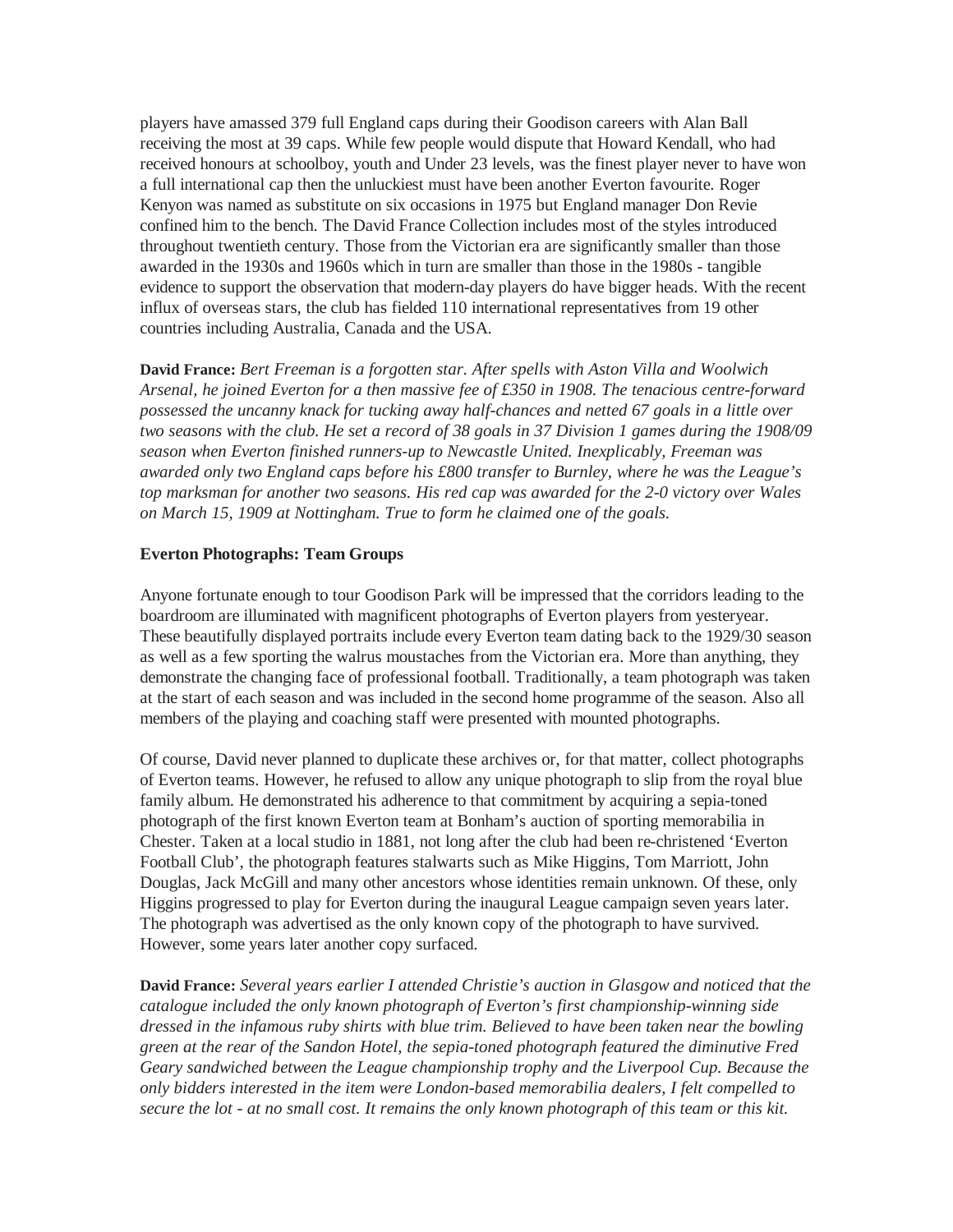players have amassed 379 full England caps during their Goodison careers with Alan Ball receiving the most at 39 caps. While few people would dispute that Howard Kendall, who had received honours at schoolboy, youth and Under 23 levels, was the finest player never to have won a full international cap then the unluckiest must have been another Everton favourite. Roger Kenyon was named as substitute on six occasions in 1975 but England manager Don Revie confined him to the bench. The David France Collection includes most of the styles introduced throughout twentieth century. Those from the Victorian era are significantly smaller than those awarded in the 1930s and 1960s which in turn are smaller than those in the 1980s - tangible evidence to support the observation that modern-day players do have bigger heads. With the recent influx of overseas stars, the club has fielded 110 international representatives from 19 other countries including Australia, Canada and the USA.

**David France:** *Bert Freeman is a forgotten star. After spells with Aston Villa and Woolwich Arsenal, he joined Everton for a then massive fee of £350 in 1908. The tenacious centre-forward possessed the uncanny knack for tucking away half-chances and netted 67 goals in a little over two seasons with the club. He set a record of 38 goals in 37 Division 1 games during the 1908/09 season when Everton finished runners-up to Newcastle United. Inexplicably, Freeman was awarded only two England caps before his £800 transfer to Burnley, where he was the League's top marksman for another two seasons. His red cap was awarded for the 2-0 victory over Wales on March 15, 1909 at Nottingham. True to form he claimed one of the goals.*

**Everton Photographs: Team Groups**

Anyone fortunate enough to tour Goodison Park will be impressed that the corridors leading to the boardroom are illuminated with magnificent photographs of Everton players from yesteryear. These beautifully displayed portraits include every Everton team dating back to the 1929/30 season as well as a few sporting the walrus moustaches from the Victorian era. More than anything, they demonstrate the changing face of professional football. Traditionally, a team photograph was taken at the start of each season and was included in the second home programme of the season. Also all members of the playing and coaching staff were presented with mounted photographs.

Of course, David never planned to duplicate these archives or, for that matter, collect photographs of Everton teams. However, he refused to allow any unique photograph to slip from the royal blue family album. He demonstrated his adherence to that commitment by acquiring a sepia-toned photograph of the first known Everton team at Bonham's auction of sporting memorabilia in Chester. Taken at a local studio in 1881, not long after the club had been re-christened 'Everton Football Club', the photograph features stalwarts such as Mike Higgins, Tom Marriott, John Douglas, Jack McGill and many other ancestors whose identities remain unknown. Of these, only Higgins progressed to play for Everton during the inaugural League campaign seven years later. The photograph was advertised as the only known copy of the photograph to have survived. However, some years later another copy surfaced.

**David France:** *Several years earlier I attended Christie's auction in Glasgow and noticed that the catalogue included the only known photograph of Everton's first championship-winning side dressed in the infamous ruby shirts with blue trim. Believed to have been taken near the bowling green at the rear of the Sandon Hotel, the sepia-toned photograph featured the diminutive Fred Geary sandwiched between the League championship trophy and the Liverpool Cup. Because the only bidders interested in the item were London-based memorabilia dealers, I felt compelled to secure the lot - at no small cost. It remains the only known photograph of this team or this kit.*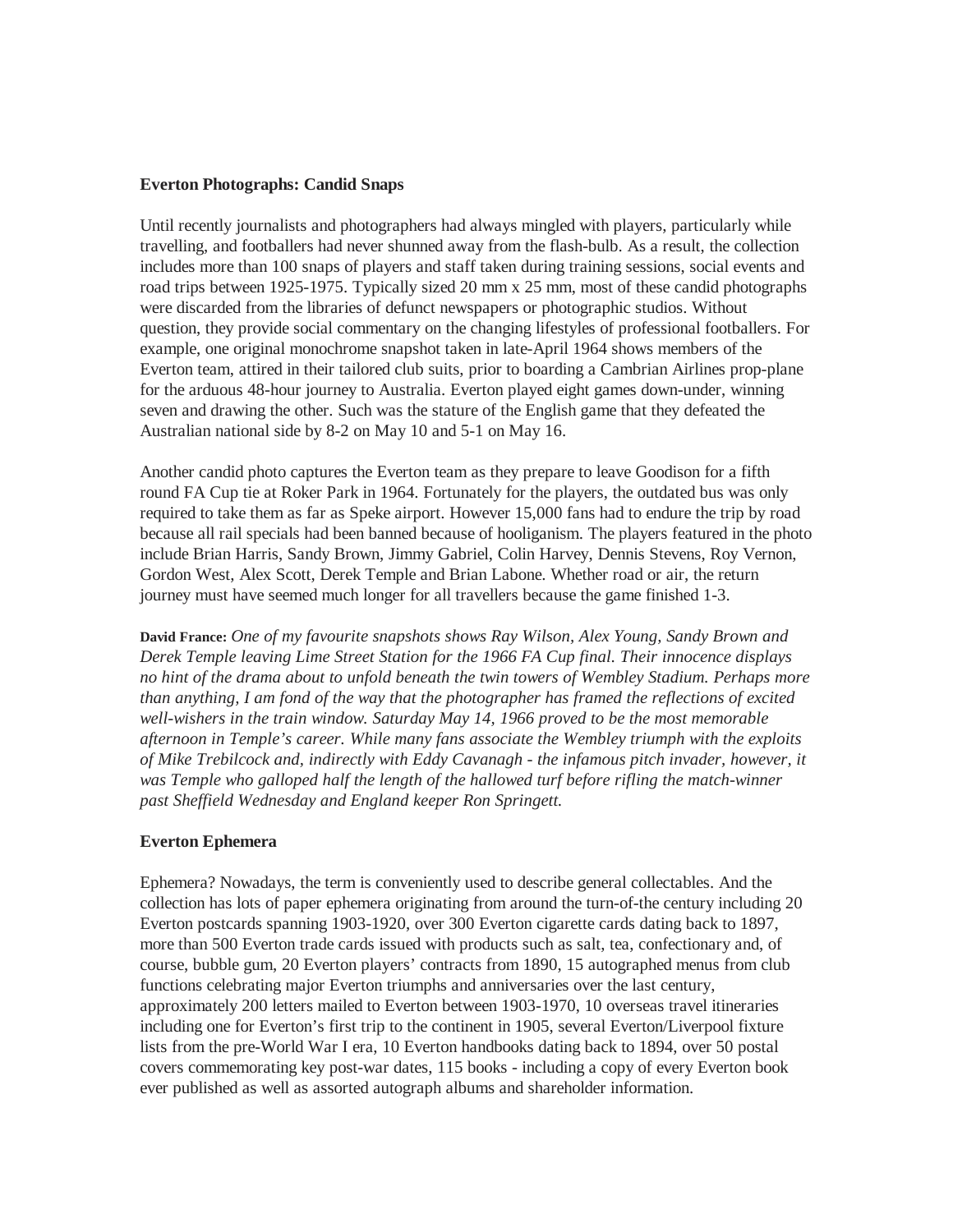**Everton Photographs: Candid Snaps**

Until recently journalists and photographers had always mingled with players, particularly while travelling, and footballers had never shunned away from the flash-bulb. As a result, the collection includes more than 100 snaps of players and staff taken during training sessions, social events and road trips between 1925-1975. Typically sized 20 mm x 25 mm, most of these candid photographs were discarded from the libraries of defunct newspapers or photographic studios. Without question, they provide social commentary on the changing lifestyles of professional footballers. For example, one original monochrome snapshot taken in late-April 1964 shows members of the Everton team, attired in their tailored club suits, prior to boarding a Cambrian Airlines prop-plane for the arduous 48-hour journey to Australia. Everton played eight games down-under, winning seven and drawing the other. Such was the stature of the English game that they defeated the Australian national side by 8-2 on May 10 and 5-1 on May 16.

Another candid photo captures the Everton team as they prepare to leave Goodison for a fifth round FA Cup tie at Roker Park in 1964. Fortunately for the players, the outdated bus was only required to take them as far as Speke airport. However 15,000 fans had to endure the trip by road because all rail specials had been banned because of hooliganism. The players featured in the photo include Brian Harris, Sandy Brown, Jimmy Gabriel, Colin Harvey, Dennis Stevens, Roy Vernon, Gordon West, Alex Scott, Derek Temple and Brian Labone. Whether road or air, the return journey must have seemed much longer for all travellers because the game finished 1-3.

**David France:** *One of my favourite snapshots shows Ray Wilson, Alex Young, Sandy Brown and Derek Temple leaving Lime Street Station for the 1966 FA Cup final. Their innocence displays no hint of the drama about to unfold beneath the twin towers of Wembley Stadium. Perhaps more than anything, I am fond of the way that the photographer has framed the reflections of excited well-wishers in the train window. Saturday May 14, 1966 proved to be the most memorable afternoon in Temple's career. While many fans associate the Wembley triumph with the exploits of Mike Trebilcock and, indirectly with Eddy Cavanagh - the infamous pitch invader, however, it was Temple who galloped half the length of the hallowed turf before rifling the match-winner past Sheffield Wednesday and England keeper Ron Springett.*

**Everton Ephemera**

Ephemera? Nowadays, the term is conveniently used to describe general collectables. And the collection has lots of paper ephemera originating from around the turn-of-the century including 20 Everton postcards spanning 1903-1920, over 300 Everton cigarette cards dating back to 1897, more than 500 Everton trade cards issued with products such as salt, tea, confectionary and, of course, bubble gum, 20 Everton players' contracts from 1890, 15 autographed menus from club functions celebrating major Everton triumphs and anniversaries over the last century, approximately 200 letters mailed to Everton between 1903-1970, 10 overseas travel itineraries including one for Everton's first trip to the continent in 1905, several Everton/Liverpool fixture lists from the pre-World War I era, 10 Everton handbooks dating back to 1894, over 50 postal covers commemorating key post-war dates, 115 books - including a copy of every Everton book ever published as well as assorted autograph albums and shareholder information.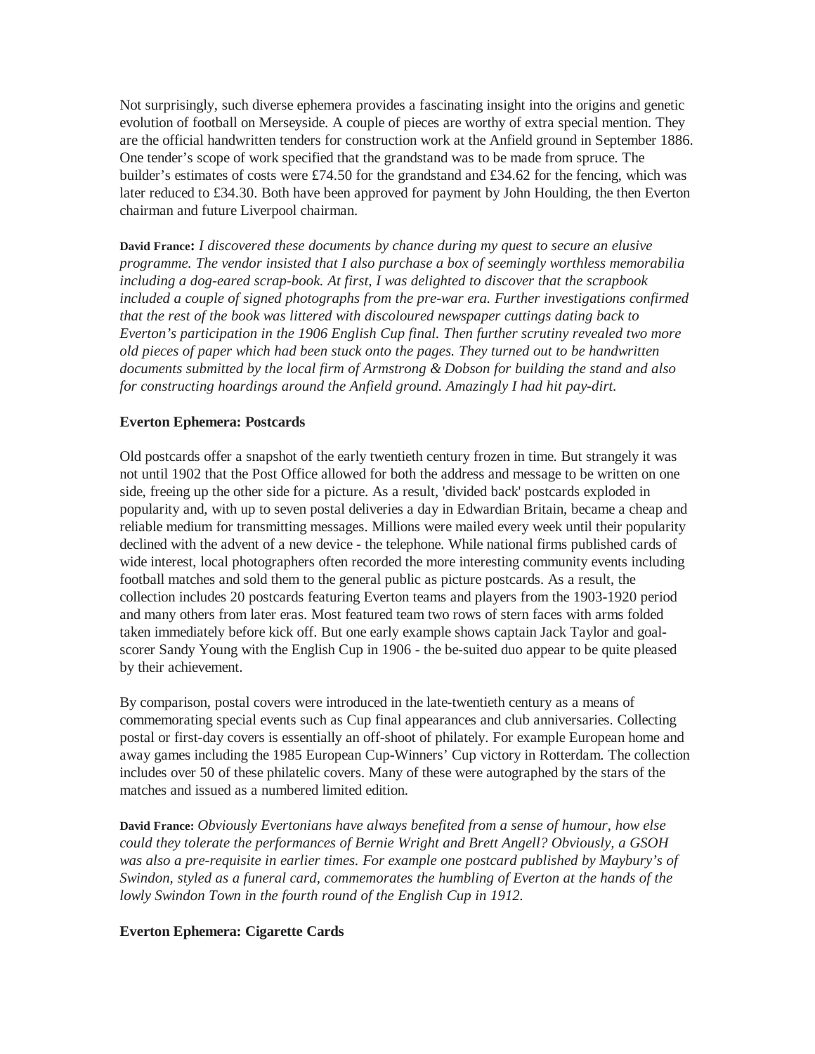Not surprisingly, such diverse ephemera provides a fascinating insight into the origins and genetic evolution of football on Merseyside. A couple of pieces are worthy of extra special mention. They are the official handwritten tenders for construction work at the Anfield ground in September 1886. One tender's scope of work specified that the grandstand was to be made from spruce. The builder's estimates of costs were £74.50 for the grandstand and £34.62 for the fencing, which was later reduced to £34.30. Both have been approved for payment by John Houlding, the then Everton chairman and future Liverpool chairman.

**David France:** *I discovered these documents by chance during my quest to secure an elusive programme. The vendor insisted that I also purchase a box of seemingly worthless memorabilia including a dog-eared scrap-book. At first, I was delighted to discover that the scrapbook included a couple of signed photographs from the pre-war era. Further investigations confirmed that the rest of the book was littered with discoloured newspaper cuttings dating back to Everton's participation in the 1906 English Cup final. Then further scrutiny revealed two more old pieces of paper which had been stuck onto the pages. They turned out to be handwritten documents submitted by the local firm of Armstrong & Dobson for building the stand and also for constructing hoardings around the Anfield ground. Amazingly I had hit pay-dirt.*

**Everton Ephemera: Postcards**

Old postcards offer a snapshot of the early twentieth century frozen in time. But strangely it was not until 1902 that the Post Office allowed for both the address and message to be written on one side, freeing up the other side for a picture. As a result, 'divided back' postcards exploded in popularity and, with up to seven postal deliveries a day in Edwardian Britain, became a cheap and reliable medium for transmitting messages. Millions were mailed every week until their popularity declined with the advent of a new device - the telephone. While national firms published cards of wide interest, local photographers often recorded the more interesting community events including football matches and sold them to the general public as picture postcards. As a result, the collection includes 20 postcards featuring Everton teams and players from the 1903-1920 period and many others from later eras. Most featured team two rows of stern faces with arms folded taken immediately before kick off. But one early example shows captain Jack Taylor and goal-scorer Sandy Young with the English Cup in 1906 - the be-suited duo appear to be quite pleased by their achievement.

By comparison, postal covers were introduced in the late-twentieth century as a means of commemorating special events such as Cup final appearances and club anniversaries. Collecting postal or first-day covers is essentially an off-shoot of philately. For example European home and away games including the 1985 European Cup-Winners' Cup victory in Rotterdam. The collection includes over 50 of these philatelic covers. Many of these were autographed by the stars of the matches and issued as a numbered limited edition.

**David France:** *Obviously Evertonians have always benefited from a sense of humour, how else could they tolerate the performances of Bernie Wright and Brett Angell? Obviously, a GSOH was also a pre-requisite in earlier times. For example one postcard published by Maybury's of Swindon, styled as a funeral card, commemorates the humbling of Everton at the hands of the lowly Swindon Town in the fourth round of the English Cup in 1912.*

**Everton Ephemera: Cigarette Cards**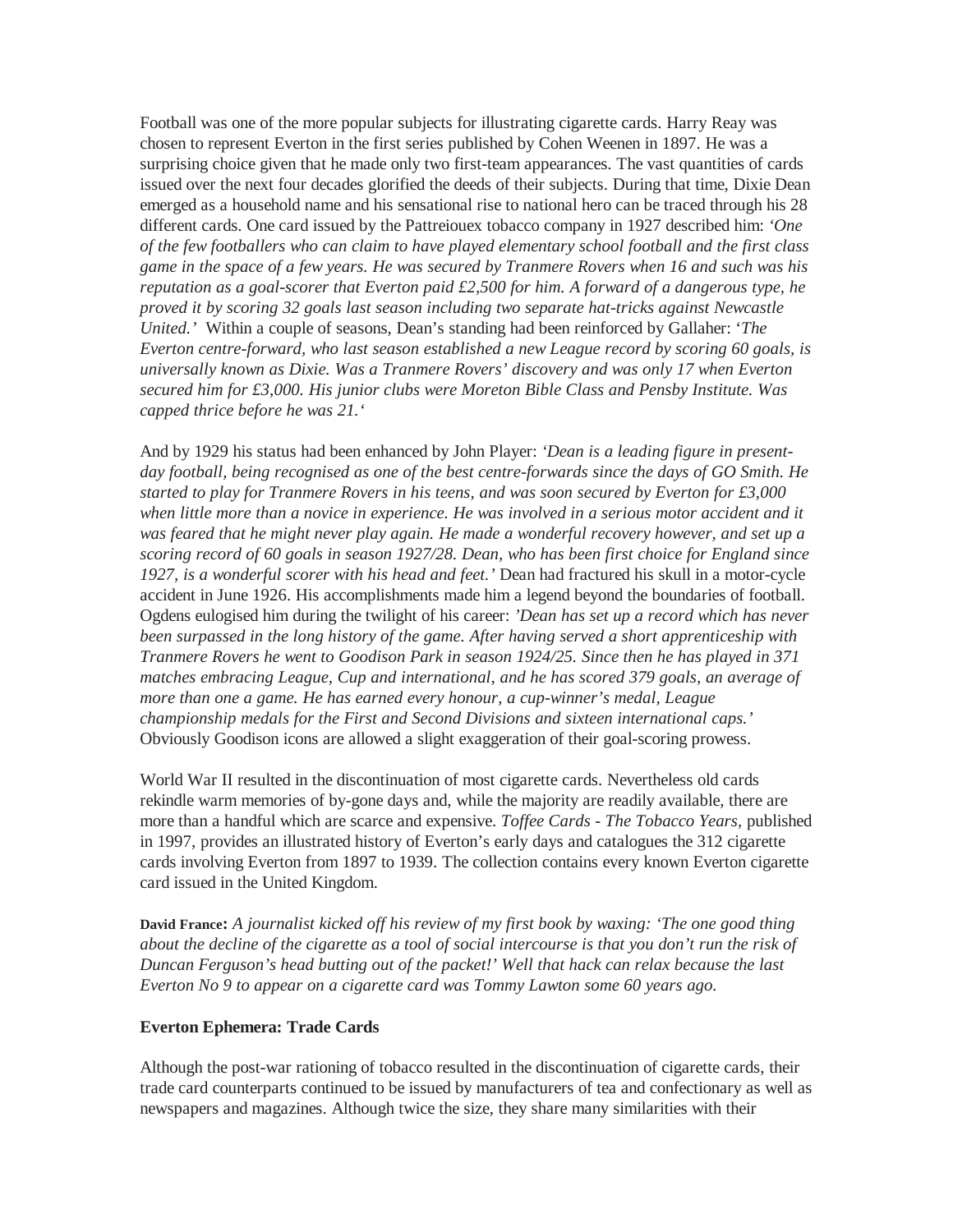Football was one of the more popular subjects for illustrating cigarette cards. Harry Reay was chosen to represent Everton in the first series published by Cohen Weenen in 1897. He was a surprising choice given that he made only two first-team appearances. The vast quantities of cards issued over the next four decades glorified the deeds of their subjects. During that time, Dixie Dean emerged as a household name and his sensational rise to national hero can be traced through his 28 different cards. One card issued by the Pattreiouex tobacco company in 1927 described him: *'One of the few footballers who can claim to have played elementary school football and the first class game in the space of a few years. He was secured by Tranmere Rovers when 16 and such was his reputation as a goal-scorer that Everton paid £2,500 for him. A forward of a dangerous type, he proved it by scoring 32 goals last season including two separate hat-tricks against Newcastle United.'* Within a couple of seasons, Dean's standing had been reinforced by Gallaher: *'The Everton centre-forward, who last season established a new League record by scoring 60 goals, is universally known as Dixie. Was a Tranmere Rovers' discovery and was only 17 when Everton secured him for £3,000. His junior clubs were Moreton Bible Class and Pensby Institute. Was capped thrice before he was 21.'*

And by 1929 his status had been enhanced by John Player: *'Dean is a leading figure in present-day football, being recognised as one of the best centre-forwards since the days of GO Smith. He started to play for Tranmere Rovers in his teens, and was soon secured by Everton for £3,000 when little more than a novice in experience. He was involved in a serious motor accident and it was feared that he might never play again. He made a wonderful recovery however, and set up a scoring record of 60 goals in season 1927/28. Dean, who has been first choice for England since 1927, is a wonderful scorer with his head and feet.'* Dean had fractured his skull in a motor-cycle accident in June 1926. His accomplishments made him a legend beyond the boundaries of football. Ogdens eulogised him during the twilight of his career: *'Dean has set up a record which has never been surpassed in the long history of the game. After having served a short apprenticeship with Tranmere Rovers he went to Goodison Park in season 1924/25. Since then he has played in 371 matches embracing League, Cup and international, and he has scored 379 goals, an average of more than one a game. He has earned every honour, a cup-winner's medal, League championship medals for the First and Second Divisions and sixteen international caps.'* Obviously Goodison icons are allowed a slight exaggeration of their goal-scoring prowess.

World War II resulted in the discontinuation of most cigarette cards. Nevertheless old cards rekindle warm memories of by-gone days and, while the majority are readily available, there are more than a handful which are scarce and expensive. *Toffee Cards - The Tobacco Years*, published in 1997, provides an illustrated history of Everton's early days and catalogues the 312 cigarette cards involving Everton from 1897 to 1939. The collection contains every known Everton cigarette card issued in the United Kingdom.

**David France:** *A journalist kicked off his review of my first book by waxing: 'The one good thing about the decline of the cigarette as a tool of social intercourse is that you don't run the risk of Duncan Ferguson's head butting out of the packet!' Well that hack can relax because the last Everton No 9 to appear on a cigarette card was Tommy Lawton some 60 years ago.*

**Everton Ephemera: Trade Cards**

Although the post-war rationing of tobacco resulted in the discontinuation of cigarette cards, their trade card counterparts continued to be issued by manufacturers of tea and confectionary as well as newspapers and magazines. Although twice the size, they share many similarities with their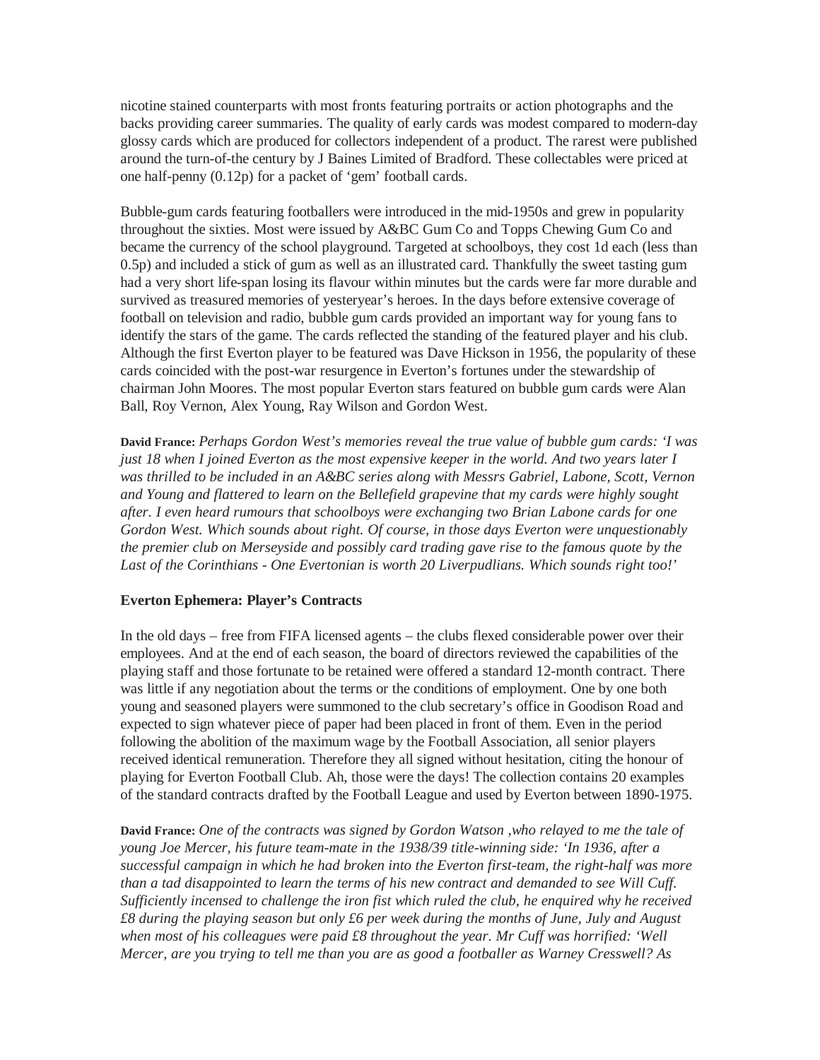nicotine stained counterparts with most fronts featuring portraits or action photographs and the backs providing career summaries. The quality of early cards was modest compared to modern-day glossy cards which are produced for collectors independent of a product. The rarest were published around the turn-of-the century by J Baines Limited of Bradford. These collectables were priced at one half-penny (0.12p) for a packet of 'gem' football cards.

Bubble-gum cards featuring footballers were introduced in the mid-1950s and grew in popularity throughout the sixties. Most were issued by A&BC Gum Co and Topps Chewing Gum Co and became the currency of the school playground. Targeted at schoolboys, they cost 1d each (less than 0.5p) and included a stick of gum as well as an illustrated card. Thankfully the sweet tasting gum had a very short life-span losing its flavour within minutes but the cards were far more durable and survived as treasured memories of yesteryear's heroes. In the days before extensive coverage of football on television and radio, bubble gum cards provided an important way for young fans to identify the stars of the game. The cards reflected the standing of the featured player and his club. Although the first Everton player to be featured was Dave Hickson in 1956, the popularity of these cards coincided with the post-war resurgence in Everton's fortunes under the stewardship of chairman John Moores. The most popular Everton stars featured on bubble gum cards were Alan Ball, Roy Vernon, Alex Young, Ray Wilson and Gordon West.

**David France:** *Perhaps Gordon West's memories reveal the true value of bubble gum cards: 'I was just 18 when I joined Everton as the most expensive keeper in the world. And two years later I was thrilled to be included in an A&BC series along with Messrs Gabriel, Labone, Scott, Vernon and Young and flattered to learn on the Bellefield grapevine that my cards were highly sought after. I even heard rumours that schoolboys were exchanging two Brian Labone cards for one Gordon West. Which sounds about right. Of course, in those days Everton were unquestionably the premier club on Merseyside and possibly card trading gave rise to the famous quote by the Last of the Corinthians - One Evertonian is worth 20 Liverpudlians. Which sounds right too!'*

**Everton Ephemera: Player's Contracts**

In the old days – free from FIFA licensed agents – the clubs flexed considerable power over their employees. And at the end of each season, the board of directors reviewed the capabilities of the playing staff and those fortunate to be retained were offered a standard 12-month contract. There was little if any negotiation about the terms or the conditions of employment. One by one both young and seasoned players were summoned to the club secretary's office in Goodison Road and expected to sign whatever piece of paper had been placed in front of them. Even in the period following the abolition of the maximum wage by the Football Association, all senior players received identical remuneration. Therefore they all signed without hesitation, citing the honour of playing for Everton Football Club. Ah, those were the days! The collection contains 20 examples of the standard contracts drafted by the Football League and used by Everton between 1890-1975.

**David France:** *One of the contracts was signed by Gordon Watson ,who relayed to me the tale of young Joe Mercer, his future team-mate in the 1938/39 title-winning side: 'In 1936, after a successful campaign in which he had broken into the Everton first-team, the right-half was more than a tad disappointed to learn the terms of his new contract and demanded to see Will Cuff. Sufficiently incensed to challenge the iron fist which ruled the club, he enquired why he received £8 during the playing season but only £6 per week during the months of June, July and August when most of his colleagues were paid £8 throughout the year. Mr Cuff was horrified: 'Well Mercer, are you trying to tell me than you are as good a footballer as Warney Cresswell? As*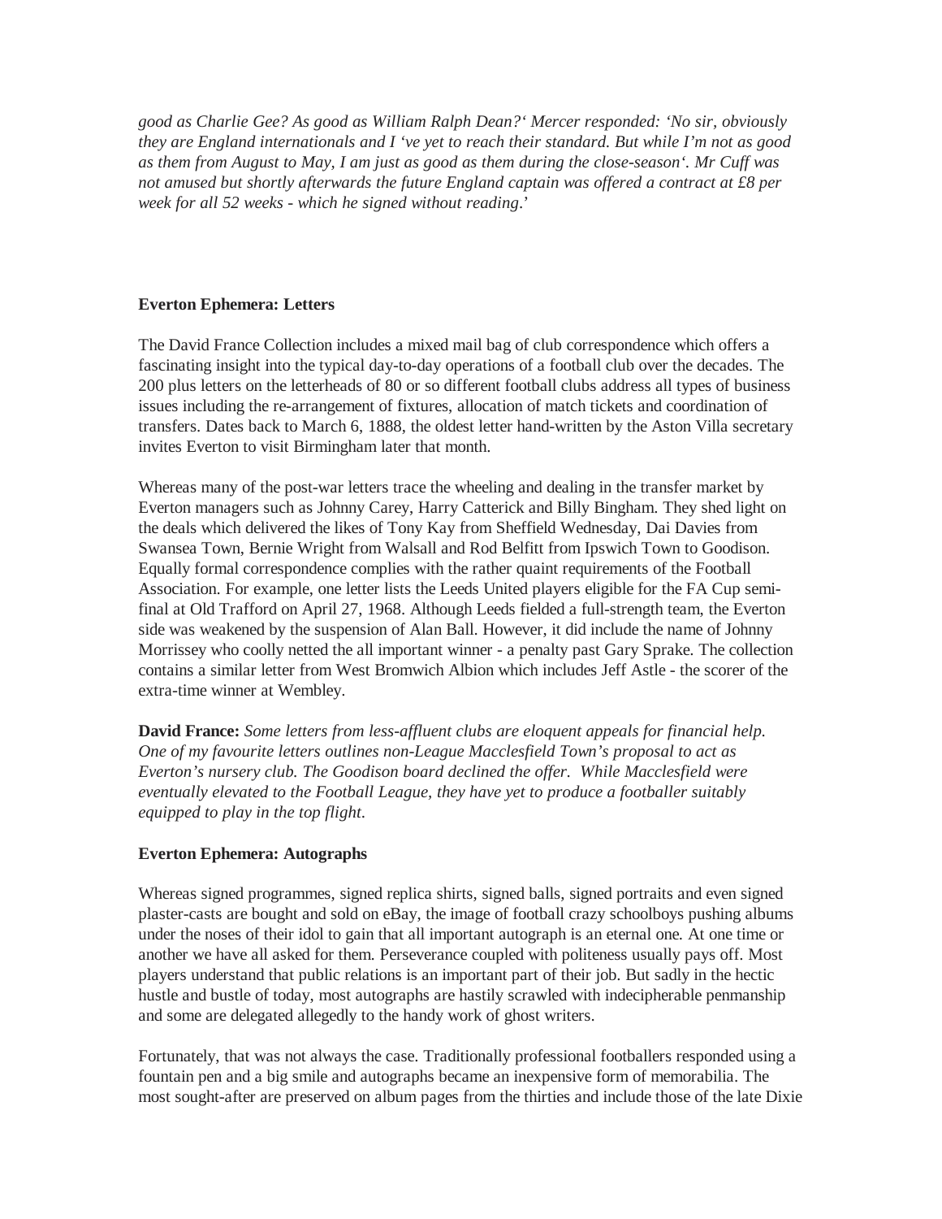*good as Charlie Gee? As good as William Ralph Dean?‘ Mercer responded: ‘No sir, obviously they are England internationals and I ‘ve yet to reach their standard. But while I'm not as good as them from August to May, I am just as good as them during the close-season‘. Mr Cuff was not amused but shortly afterwards the future England captain was offered a contract at £8 per week for all 52 weeks - which he signed without reading*.'

**Everton Ephemera: Letters**

The David France Collection includes a mixed mail bag of club correspondence which offers a fascinating insight into the typical day-to-day operations of a football club over the decades. The 200 plus letters on the letterheads of 80 or so different football clubs address all types of business issues including the re-arrangement of fixtures, allocation of match tickets and coordination of transfers. Dates back to March 6, 1888, the oldest letter hand-written by the Aston Villa secretary invites Everton to visit Birmingham later that month.

Whereas many of the post-war letters trace the wheeling and dealing in the transfer market by Everton managers such as Johnny Carey, Harry Catterick and Billy Bingham. They shed light on the deals which delivered the likes of Tony Kay from Sheffield Wednesday, Dai Davies from Swansea Town, Bernie Wright from Walsall and Rod Belfitt from Ipswich Town to Goodison. Equally formal correspondence complies with the rather quaint requirements of the Football Association. For example, one letter lists the Leeds United players eligible for the FA Cup semi-final at Old Trafford on April 27, 1968. Although Leeds fielded a full-strength team, the Everton side was weakened by the suspension of Alan Ball. However, it did include the name of Johnny Morrissey who coolly netted the all important winner - a penalty past Gary Sprake. The collection contains a similar letter from West Bromwich Albion which includes Jeff Astle - the scorer of the extra-time winner at Wembley.

**David France:** *Some letters from less-affluent clubs are eloquent appeals for financial help. One of my favourite letters outlines non-League Macclesfield Town's proposal to act as Everton's nursery club. The Goodison board declined the offer. While Macclesfield were eventually elevated to the Football League, they have yet to produce a footballer suitably equipped to play in the top flight.*

**Everton Ephemera: Autographs**

Whereas signed programmes, signed replica shirts, signed balls, signed portraits and even signed plaster-casts are bought and sold on eBay, the image of football crazy schoolboys pushing albums under the noses of their idol to gain that all important autograph is an eternal one. At one time or another we have all asked for them. Perseverance coupled with politeness usually pays off. Most players understand that public relations is an important part of their job. But sadly in the hectic hustle and bustle of today, most autographs are hastily scrawled with indecipherable penmanship and some are delegated allegedly to the handy work of ghost writers.

Fortunately, that was not always the case. Traditionally professional footballers responded using a fountain pen and a big smile and autographs became an inexpensive form of memorabilia. The most sought-after are preserved on album pages from the thirties and include those of the late Dixie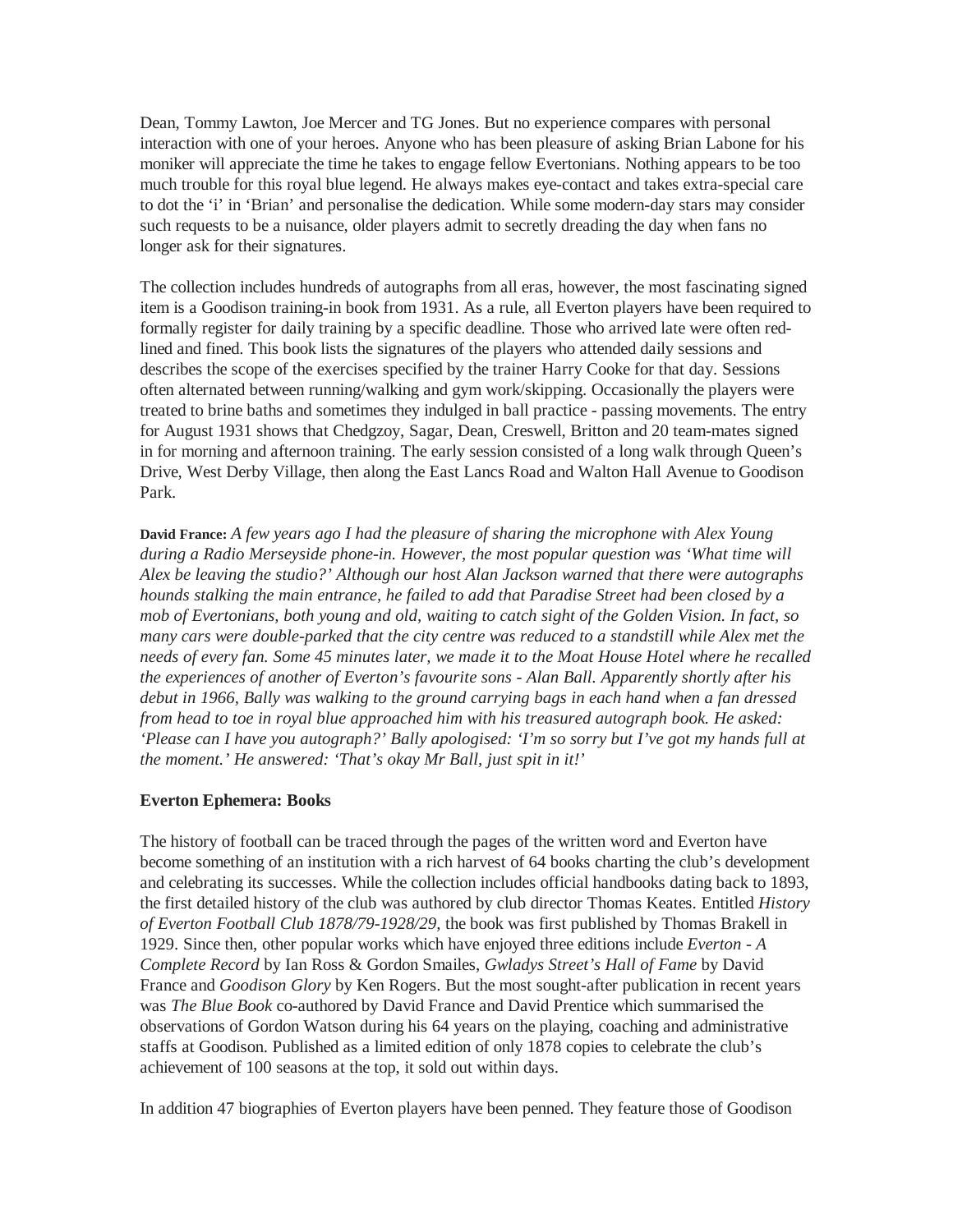Dean, Tommy Lawton, Joe Mercer and TG Jones. But no experience compares with personal interaction with one of your heroes. Anyone who has been pleasure of asking Brian Labone for his moniker will appreciate the time he takes to engage fellow Evertonians. Nothing appears to be too much trouble for this royal blue legend. He always makes eye-contact and takes extra-special care to dot the 'i' in 'Brian' and personalise the dedication. While some modern-day stars may consider such requests to be a nuisance, older players admit to secretly dreading the day when fans no longer ask for their signatures.

The collection includes hundreds of autographs from all eras, however, the most fascinating signed item is a Goodison training-in book from 1931. As a rule, all Everton players have been required to formally register for daily training by a specific deadline. Those who arrived late were often red-lined and fined. This book lists the signatures of the players who attended daily sessions and describes the scope of the exercises specified by the trainer Harry Cooke for that day. Sessions often alternated between running/walking and gym work/skipping. Occasionally the players were treated to brine baths and sometimes they indulged in ball practice - passing movements. The entry for August 1931 shows that Chedgzoy, Sagar, Dean, Creswell, Britton and 20 team-mates signed in for morning and afternoon training. The early session consisted of a long walk through Queen's Drive, West Derby Village, then along the East Lancs Road and Walton Hall Avenue to Goodison Park.

**David France:** *A few years ago I had the pleasure of sharing the microphone with Alex Young during a Radio Merseyside phone-in. However, the most popular question was 'What time will Alex be leaving the studio?' Although our host Alan Jackson warned that there were autographs hounds stalking the main entrance, he failed to add that Paradise Street had been closed by a mob of Evertonians, both young and old, waiting to catch sight of the Golden Vision. In fact, so many cars were double-parked that the city centre was reduced to a standstill while Alex met the needs of every fan. Some 45 minutes later, we made it to the Moat House Hotel where he recalled the experiences of another of Everton's favourite sons - Alan Ball. Apparently shortly after his debut in 1966, Bally was walking to the ground carrying bags in each hand when a fan dressed from head to toe in royal blue approached him with his treasured autograph book. He asked: 'Please can I have you autograph?' Bally apologised: 'I'm so sorry but I've got my hands full at the moment.' He answered: 'That's okay Mr Ball, just spit in it!'*

**Everton Ephemera: Books**

The history of football can be traced through the pages of the written word and Everton have become something of an institution with a rich harvest of 64 books charting the club's development and celebrating its successes. While the collection includes official handbooks dating back to 1893, the first detailed history of the club was authored by club director Thomas Keates. Entitled *History of Everton Football Club 1878/79-1928/29*, the book was first published by Thomas Brakell in 1929. Since then, other popular works which have enjoyed three editions include *Everton - A Complete Record* by Ian Ross & Gordon Smailes, *Gwladys Street's Hall of Fame* by David France and *Goodison Glory* by Ken Rogers. But the most sought-after publication in recent years was *The Blue Book* co-authored by David France and David Prentice which summarised the observations of Gordon Watson during his 64 years on the playing, coaching and administrative staffs at Goodison. Published as a limited edition of only 1878 copies to celebrate the club's achievement of 100 seasons at the top, it sold out within days.

In addition 47 biographies of Everton players have been penned. They feature those of Goodison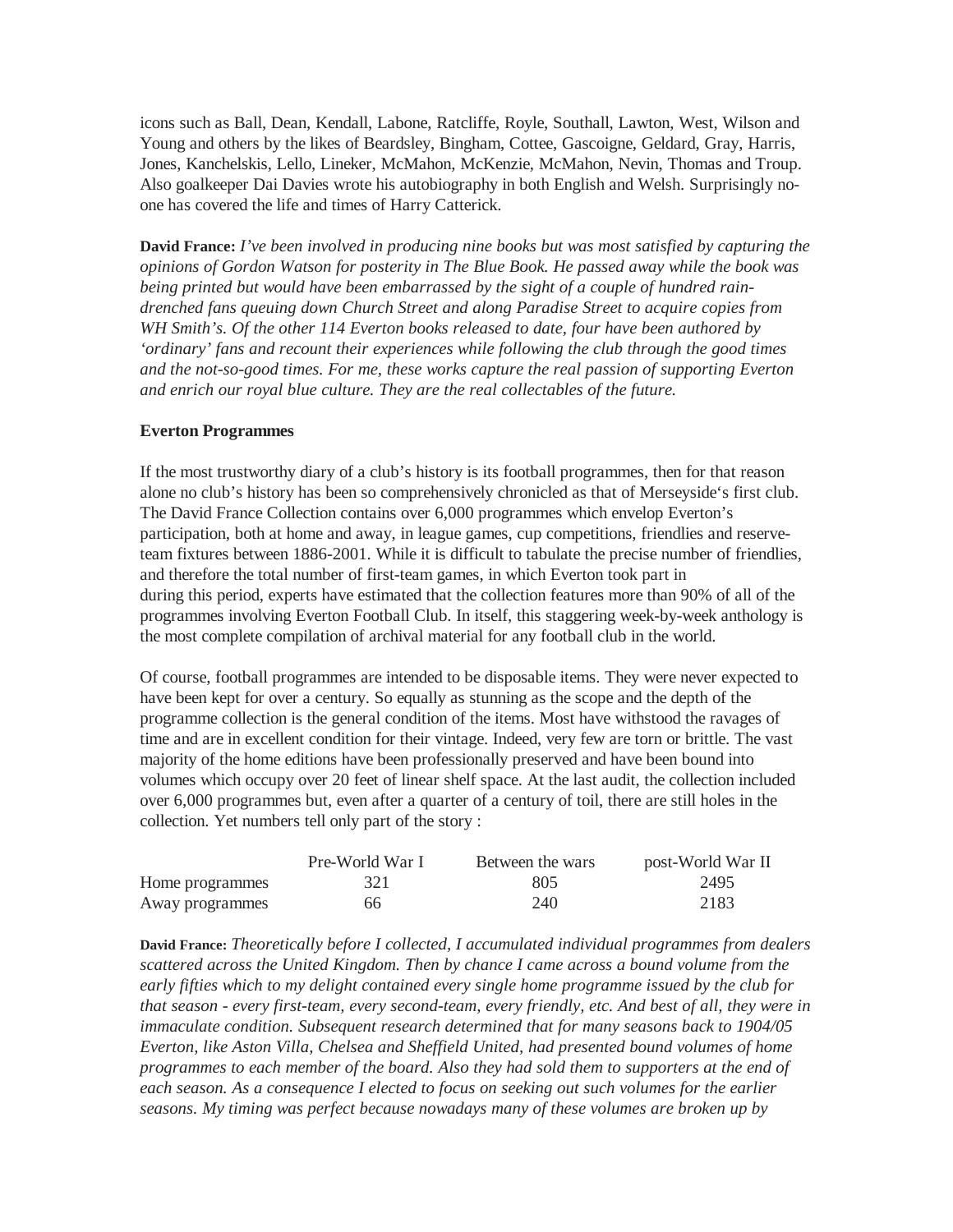icons such as Ball, Dean, Kendall, Labone, Ratcliffe, Royle, Southall, Lawton, West, Wilson and Young and others by the likes of Beardsley, Bingham, Cottee, Gascoigne, Geldard, Gray, Harris, Jones, Kanchelskis, Lello, Lineker, McMahon, McKenzie, McMahon, Nevin, Thomas and Troup. Also goalkeeper Dai Davies wrote his autobiography in both English and Welsh. Surprisingly no-one has covered the life and times of Harry Catterick.

**David France:** *I've been involved in producing nine books but was most satisfied by capturing the opinions of Gordon Watson for posterity in The Blue Book. He passed away while the book was being printed but would have been embarrassed by the sight of a couple of hundred rain-drenched fans queuing down Church Street and along Paradise Street to acquire copies from WH Smith's. Of the other 114 Everton books released to date, four have been authored by 'ordinary' fans and recount their experiences while following the club through the good times and the not-so-good times. For me, these works capture the real passion of supporting Everton and enrich our royal blue culture. They are the real collectables of the future.*

**Everton Programmes**

If the most trustworthy diary of a club's history is its football programmes, then for that reason alone no club's history has been so comprehensively chronicled as that of Merseyside's first club. The David France Collection contains over 6,000 programmes which envelop Everton's participation, both at home and away, in league games, cup competitions, friendlies and reserve-team fixtures between 1886-2001. While it is difficult to tabulate the precise number of friendlies, and therefore the total number of first-team games, in which Everton took part in during this period, experts have estimated that the collection features more than 90% of all of the programmes involving Everton Football Club. In itself, this staggering week-by-week anthology is the most complete compilation of archival material for any football club in the world.

Of course, football programmes are intended to be disposable items. They were never expected to have been kept for over a century. So equally as stunning as the scope and the depth of the programme collection is the general condition of the items. Most have withstood the ravages of time and are in excellent condition for their vintage. Indeed, very few are torn or brittle. The vast majority of the home editions have been professionally preserved and have been bound into volumes which occupy over 20 feet of linear shelf space. At the last audit, the collection included over 6,000 programmes but, even after a quarter of a century of toil, there are still holes in the collection. Yet numbers tell only part of the story :

| | Pre-World War I | Between the wars | post-World War II |
|---|---|---|---|
| Home programmes | 321 | 805 | 2495 |
| Away programmes | 66 | 240 | 2183 |

**David France:** *Theoretically before I collected, I accumulated individual programmes from dealers scattered across the United Kingdom. Then by chance I came across a bound volume from the early fifties which to my delight contained every single home programme issued by the club for that season - every first-team, every second-team, every friendly, etc. And best of all, they were in immaculate condition. Subsequent research determined that for many seasons back to 1904/05 Everton, like Aston Villa, Chelsea and Sheffield United, had presented bound volumes of home programmes to each member of the board. Also they had sold them to supporters at the end of each season. As a consequence I elected to focus on seeking out such volumes for the earlier seasons. My timing was perfect because nowadays many of these volumes are broken up by*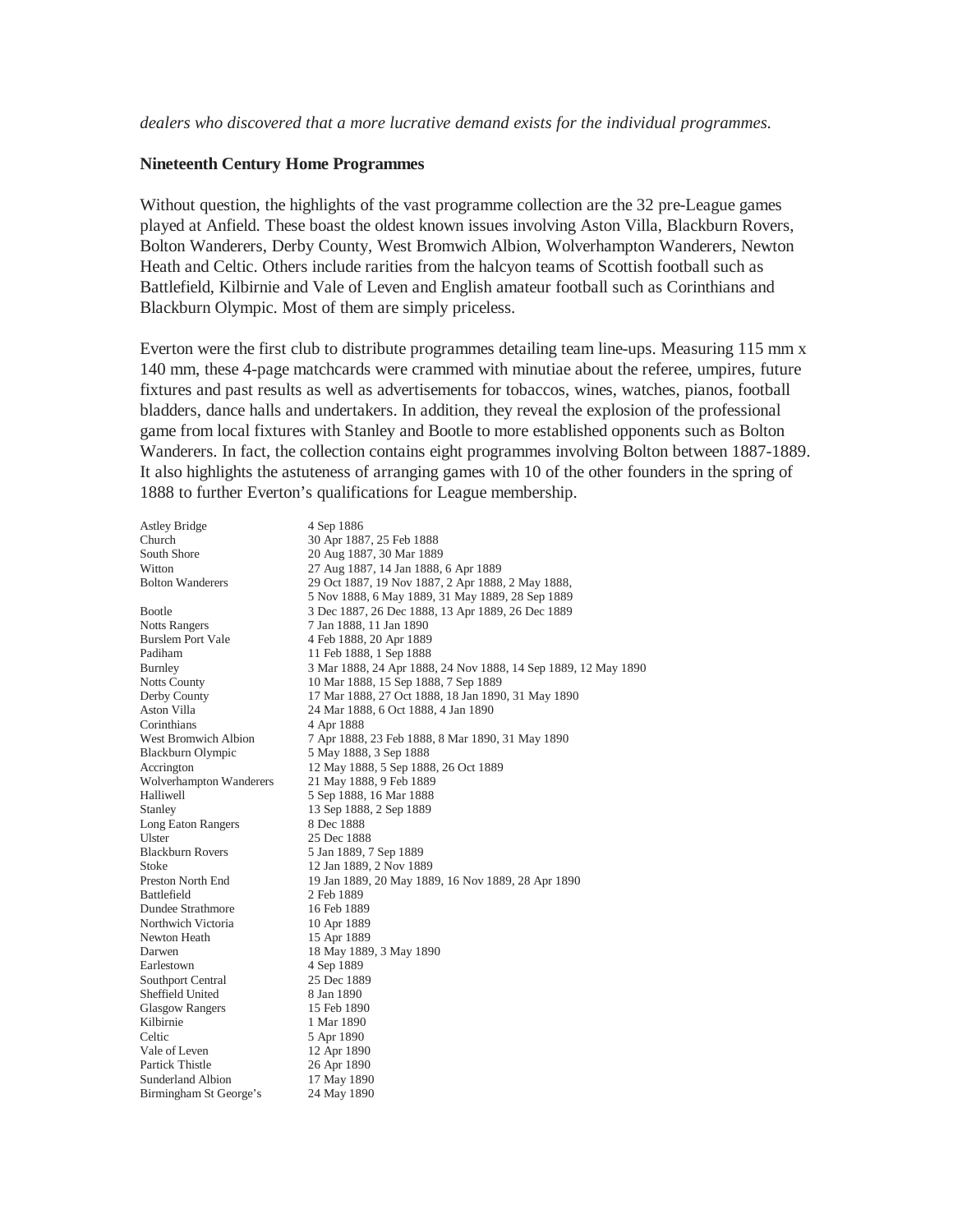*dealers who discovered that a more lucrative demand exists for the individual programmes.*

**Nineteenth Century Home Programmes**

Without question, the highlights of the vast programme collection are the 32 pre-League games played at Anfield. These boast the oldest known issues involving Aston Villa, Blackburn Rovers, Bolton Wanderers, Derby County, West Bromwich Albion, Wolverhampton Wanderers, Newton Heath and Celtic. Others include rarities from the halcyon teams of Scottish football such as Battlefield, Kilbirnie and Vale of Leven and English amateur football such as Corinthians and Blackburn Olympic. Most of them are simply priceless.

Everton were the first club to distribute programmes detailing team line-ups. Measuring 115 mm x 140 mm, these 4-page matchcards were crammed with minutiae about the referee, umpires, future fixtures and past results as well as advertisements for tobaccos, wines, watches, pianos, football bladders, dance halls and undertakers. In addition, they reveal the explosion of the professional game from local fixtures with Stanley and Bootle to more established opponents such as Bolton Wanderers. In fact, the collection contains eight programmes involving Bolton between 1887-1889. It also highlights the astuteness of arranging games with 10 of the other founders in the spring of 1888 to further Everton's qualifications for League membership.

| | |
|---|---|
| Astley Bridge | 4 Sep 1886 |
| Church | 30 Apr 1887, 25 Feb 1888 |
| South Shore | 20 Aug 1887, 30 Mar 1889 |
| Witton | 27 Aug 1887, 14 Jan 1888, 6 Apr 1889 |
| Bolton Wanderers | 29 Oct 1887, 19 Nov 1887, 2 Apr 1888, 2 May 1888, 5 Nov 1888, 6 May 1889, 31 May 1889, 28 Sep 1889 |
| Bootle | 3 Dec 1887, 26 Dec 1888, 13 Apr 1889, 26 Dec 1889 |
| Notts Rangers | 7 Jan 1888, 11 Jan 1890 |
| Burslem Port Vale | 4 Feb 1888, 20 Apr 1889 |
| Padiham | 11 Feb 1888, 1 Sep 1888 |
| Burnley | 3 Mar 1888, 24 Apr 1888, 24 Nov 1888, 14 Sep 1889, 12 May 1890 |
| Notts County | 10 Mar 1888, 15 Sep 1888, 7 Sep 1889 |
| Derby County | 17 Mar 1888, 27 Oct 1888, 18 Jan 1890, 31 May 1890 |
| Aston Villa | 24 Mar 1888, 6 Oct 1888, 4 Jan 1890 |
| Corinthians | 4 Apr 1888 |
| West Bromwich Albion | 7 Apr 1888, 23 Feb 1888, 8 Mar 1890, 31 May 1890 |
| Blackburn Olympic | 5 May 1888, 3 Sep 1888 |
| Accrington | 12 May 1888, 5 Sep 1888, 26 Oct 1889 |
| Wolverhampton Wanderers | 21 May 1888, 9 Feb 1889 |
| Halliwell | 5 Sep 1888, 16 Mar 1888 |
| Stanley | 13 Sep 1888, 2 Sep 1889 |
| Long Eaton Rangers | 8 Dec 1888 |
| Ulster | 25 Dec 1888 |
| Blackburn Rovers | 5 Jan 1889, 7 Sep 1889 |
| Stoke | 12 Jan 1889, 2 Nov 1889 |
| Preston North End | 19 Jan 1889, 20 May 1889, 16 Nov 1889, 28 Apr 1890 |
| Battlefield | 2 Feb 1889 |
| Dundee Strathmore | 16 Feb 1889 |
| Northwich Victoria | 10 Apr 1889 |
| Newton Heath | 15 Apr 1889 |
| Darwen | 18 May 1889, 3 May 1890 |
| Earlestown | 4 Sep 1889 |
| Southport Central | 25 Dec 1889 |
| Sheffield United | 8 Jan 1890 |
| Glasgow Rangers | 15 Feb 1890 |
| Kilbirnie | 1 Mar 1890 |
| Celtic | 5 Apr 1890 |
| Vale of Leven | 12 Apr 1890 |
| Partick Thistle | 26 Apr 1890 |
| Sunderland Albion | 17 May 1890 |
| Birmingham St George's | 24 May 1890 |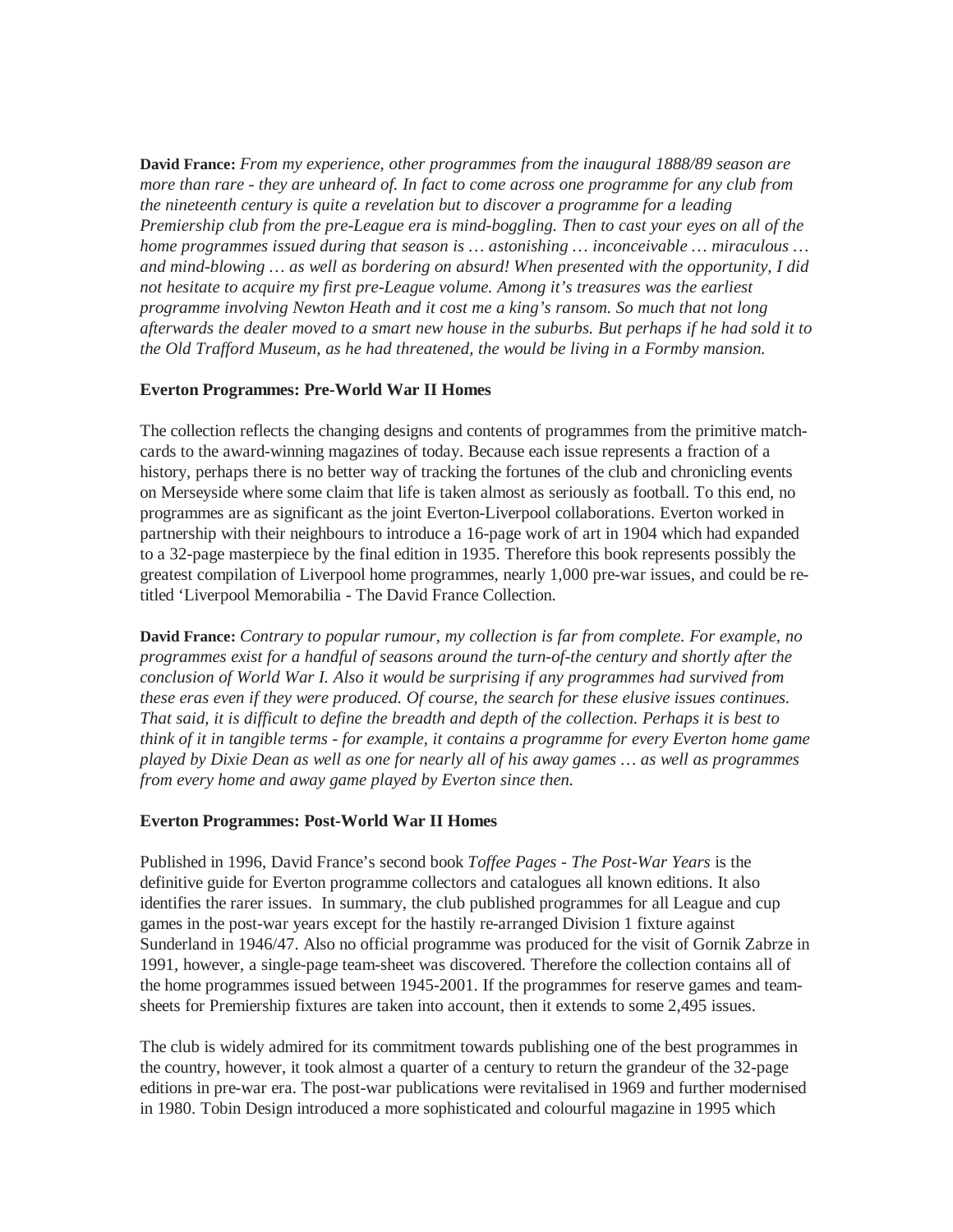**David France:** *From my experience, other programmes from the inaugural 1888/89 season are more than rare - they are unheard of. In fact to come across one programme for any club from the nineteenth century is quite a revelation but to discover a programme for a leading Premiership club from the pre-League era is mind-boggling. Then to cast your eyes on all of the home programmes issued during that season is … astonishing … inconceivable … miraculous … and mind-blowing … as well as bordering on absurd! When presented with the opportunity, I did not hesitate to acquire my first pre-League volume. Among it's treasures was the earliest programme involving Newton Heath and it cost me a king's ransom. So much that not long afterwards the dealer moved to a smart new house in the suburbs. But perhaps if he had sold it to the Old Trafford Museum, as he had threatened, the would be living in a Formby mansion.*

**Everton Programmes: Pre-World War II Homes**

The collection reflects the changing designs and contents of programmes from the primitive match-cards to the award-winning magazines of today. Because each issue represents a fraction of a history, perhaps there is no better way of tracking the fortunes of the club and chronicling events on Merseyside where some claim that life is taken almost as seriously as football. To this end, no programmes are as significant as the joint Everton-Liverpool collaborations. Everton worked in partnership with their neighbours to introduce a 16-page work of art in 1904 which had expanded to a 32-page masterpiece by the final edition in 1935. Therefore this book represents possibly the greatest compilation of Liverpool home programmes, nearly 1,000 pre-war issues, and could be re-titled 'Liverpool Memorabilia - The David France Collection.

**David France:** *Contrary to popular rumour, my collection is far from complete. For example, no programmes exist for a handful of seasons around the turn-of-the century and shortly after the conclusion of World War I. Also it would be surprising if any programmes had survived from these eras even if they were produced. Of course, the search for these elusive issues continues. That said, it is difficult to define the breadth and depth of the collection. Perhaps it is best to think of it in tangible terms - for example, it contains a programme for every Everton home game played by Dixie Dean as well as one for nearly all of his away games … as well as programmes from every home and away game played by Everton since then.*

**Everton Programmes: Post-World War II Homes**

Published in 1996, David France's second book *Toffee Pages - The Post-War Years* is the definitive guide for Everton programme collectors and catalogues all known editions. It also identifies the rarer issues. In summary, the club published programmes for all League and cup games in the post-war years except for the hastily re-arranged Division 1 fixture against Sunderland in 1946/47. Also no official programme was produced for the visit of Gornik Zabrze in 1991, however, a single-page team-sheet was discovered. Therefore the collection contains all of the home programmes issued between 1945-2001. If the programmes for reserve games and team-sheets for Premiership fixtures are taken into account, then it extends to some 2,495 issues.

The club is widely admired for its commitment towards publishing one of the best programmes in the country, however, it took almost a quarter of a century to return the grandeur of the 32-page editions in pre-war era. The post-war publications were revitalised in 1969 and further modernised in 1980. Tobin Design introduced a more sophisticated and colourful magazine in 1995 which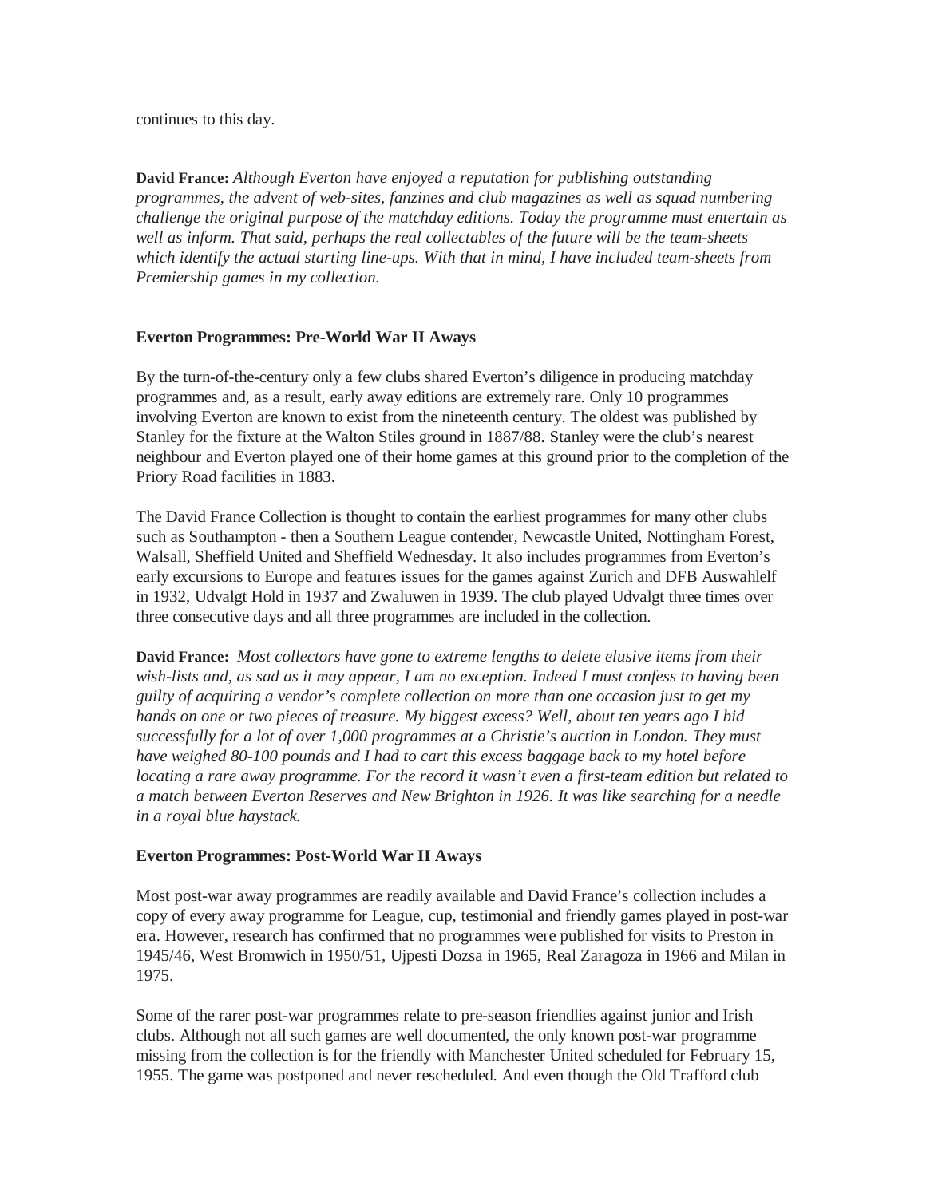continues to this day.

**David France:** *Although Everton have enjoyed a reputation for publishing outstanding programmes, the advent of web-sites, fanzines and club magazines as well as squad numbering challenge the original purpose of the matchday editions. Today the programme must entertain as well as inform. That said, perhaps the real collectables of the future will be the team-sheets which identify the actual starting line-ups. With that in mind, I have included team-sheets from Premiership games in my collection.*

**Everton Programmes: Pre-World War II Aways**

By the turn-of-the-century only a few clubs shared Everton's diligence in producing matchday programmes and, as a result, early away editions are extremely rare. Only 10 programmes involving Everton are known to exist from the nineteenth century. The oldest was published by Stanley for the fixture at the Walton Stiles ground in 1887/88. Stanley were the club's nearest neighbour and Everton played one of their home games at this ground prior to the completion of the Priory Road facilities in 1883.

The David France Collection is thought to contain the earliest programmes for many other clubs such as Southampton - then a Southern League contender, Newcastle United, Nottingham Forest, Walsall, Sheffield United and Sheffield Wednesday. It also includes programmes from Everton's early excursions to Europe and features issues for the games against Zurich and DFB Auswahlelf in 1932, Udvalgt Hold in 1937 and Zwaluwen in 1939. The club played Udvalgt three times over three consecutive days and all three programmes are included in the collection.

**David France:** *Most collectors have gone to extreme lengths to delete elusive items from their wish-lists and, as sad as it may appear, I am no exception. Indeed I must confess to having been guilty of acquiring a vendor's complete collection on more than one occasion just to get my hands on one or two pieces of treasure. My biggest excess? Well, about ten years ago I bid successfully for a lot of over 1,000 programmes at a Christie's auction in London. They must have weighed 80-100 pounds and I had to cart this excess baggage back to my hotel before locating a rare away programme. For the record it wasn't even a first-team edition but related to a match between Everton Reserves and New Brighton in 1926. It was like searching for a needle in a royal blue haystack.*

**Everton Programmes: Post-World War II Aways**

Most post-war away programmes are readily available and David France's collection includes a copy of every away programme for League, cup, testimonial and friendly games played in post-war era. However, research has confirmed that no programmes were published for visits to Preston in 1945/46, West Bromwich in 1950/51, Ujpesti Dozsa in 1965, Real Zaragoza in 1966 and Milan in 1975.

Some of the rarer post-war programmes relate to pre-season friendlies against junior and Irish clubs. Although not all such games are well documented, the only known post-war programme missing from the collection is for the friendly with Manchester United scheduled for February 15, 1955. The game was postponed and never rescheduled. And even though the Old Trafford club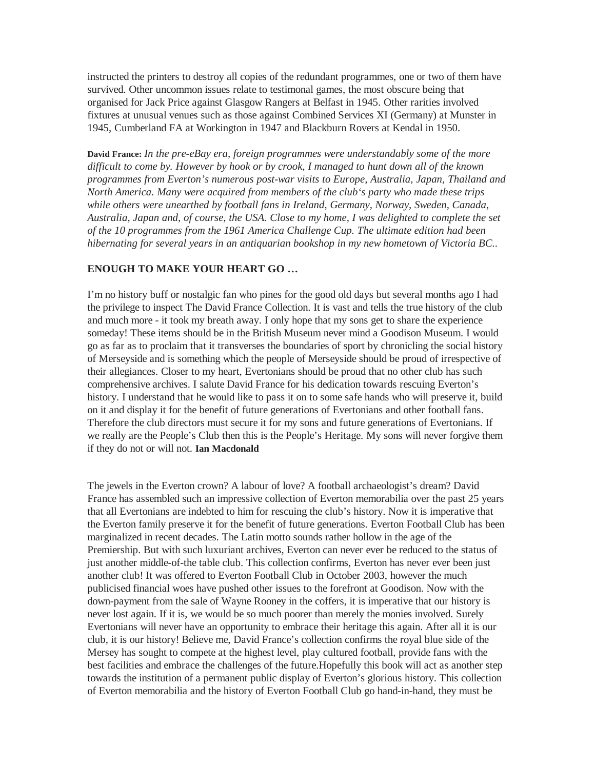instructed the printers to destroy all copies of the redundant programmes, one or two of them have survived. Other uncommon issues relate to testimonal games, the most obscure being that organised for Jack Price against Glasgow Rangers at Belfast in 1945. Other rarities involved fixtures at unusual venues such as those against Combined Services XI (Germany) at Munster in 1945, Cumberland FA at Workington in 1947 and Blackburn Rovers at Kendal in 1950.

**David France:** *In the pre-eBay era, foreign programmes were understandably some of the more difficult to come by. However by hook or by crook, I managed to hunt down all of the known programmes from Everton's numerous post-war visits to Europe, Australia, Japan, Thailand and North America. Many were acquired from members of the club's party who made these trips while others were unearthed by football fans in Ireland, Germany, Norway, Sweden, Canada, Australia, Japan and, of course, the USA. Close to my home, I was delighted to complete the set of the 10 programmes from the 1961 America Challenge Cup. The ultimate edition had been hibernating for several years in an antiquarian bookshop in my new hometown of Victoria BC..*

## ENOUGH TO MAKE YOUR HEART GO …

I'm no history buff or nostalgic fan who pines for the good old days but several months ago I had the privilege to inspect The David France Collection. It is vast and tells the true history of the club and much more - it took my breath away. I only hope that my sons get to share the experience someday! These items should be in the British Museum never mind a Goodison Museum. I would go as far as to proclaim that it transverses the boundaries of sport by chronicling the social history of Merseyside and is something which the people of Merseyside should be proud of irrespective of their allegiances. Closer to my heart, Evertonians should be proud that no other club has such comprehensive archives. I salute David France for his dedication towards rescuing Everton's history. I understand that he would like to pass it on to some safe hands who will preserve it, build on it and display it for the benefit of future generations of Evertonians and other football fans. Therefore the club directors must secure it for my sons and future generations of Evertonians. If we really are the People's Club then this is the People's Heritage. My sons will never forgive them if they do not or will not. **Ian Macdonald**

The jewels in the Everton crown? A labour of love? A football archaeologist's dream? David France has assembled such an impressive collection of Everton memorabilia over the past 25 years that all Evertonians are indebted to him for rescuing the club's history. Now it is imperative that the Everton family preserve it for the benefit of future generations. Everton Football Club has been marginalized in recent decades. The Latin motto sounds rather hollow in the age of the Premiership. But with such luxuriant archives, Everton can never ever be reduced to the status of just another middle-of-the table club. This collection confirms, Everton has never ever been just another club! It was offered to Everton Football Club in October 2003, however the much publicised financial woes have pushed other issues to the forefront at Goodison. Now with the down-payment from the sale of Wayne Rooney in the coffers, it is imperative that our history is never lost again. If it is, we would be so much poorer than merely the monies involved. Surely Evertonians will never have an opportunity to embrace their heritage this again. After all it is our club, it is our history! Believe me, David France's collection confirms the royal blue side of the Mersey has sought to compete at the highest level, play cultured football, provide fans with the best facilities and embrace the challenges of the future.Hopefully this book will act as another step towards the institution of a permanent public display of Everton's glorious history. This collection of Everton memorabilia and the history of Everton Football Club go hand-in-hand, they must be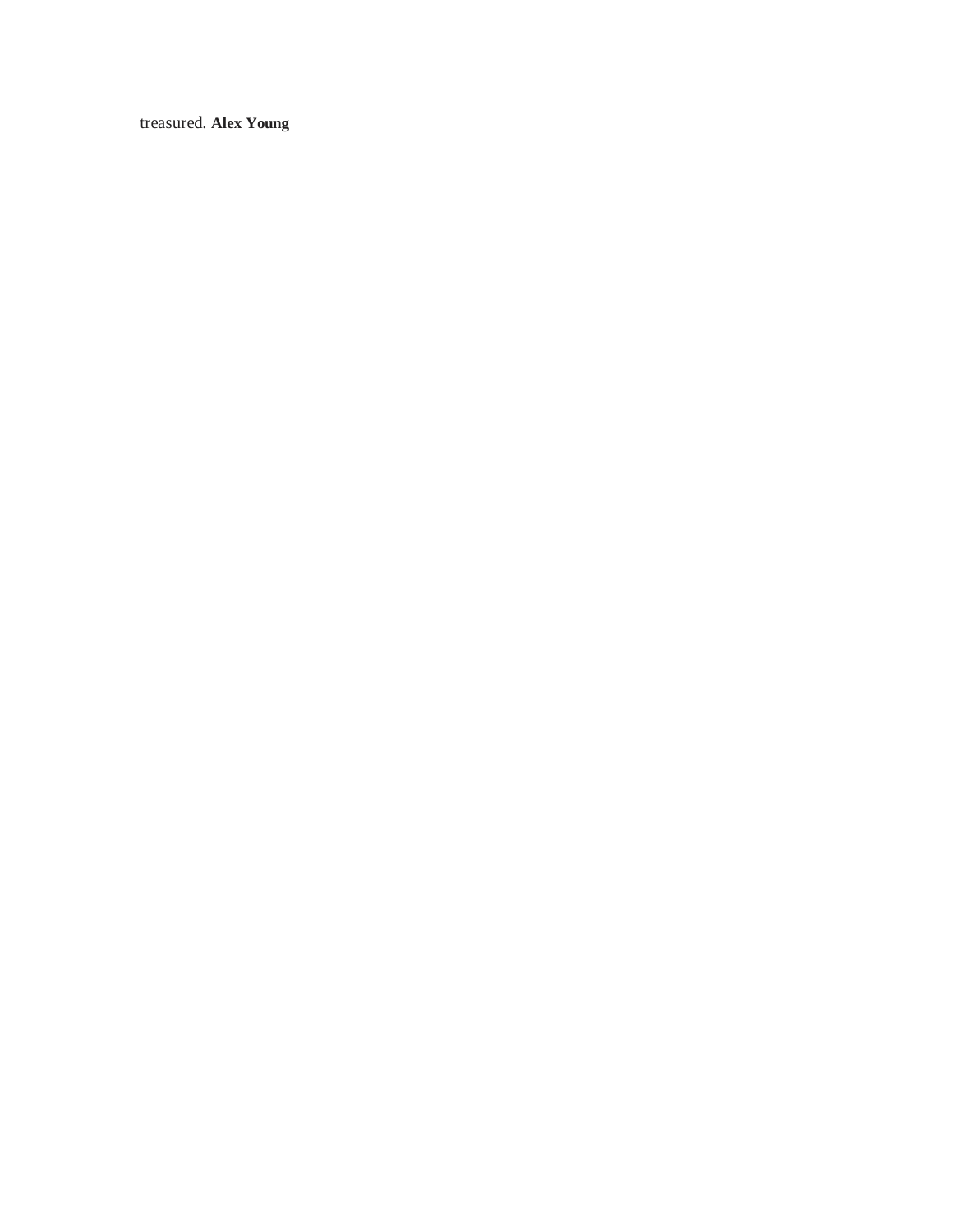treasured. **Alex Young**